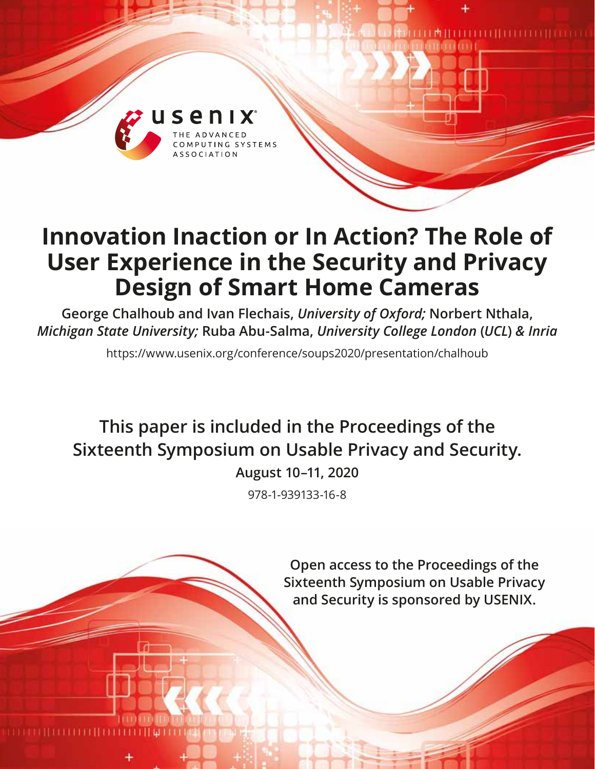# Innovation Inaction or In Action? The Role of User Experience in the Security and Privacy Design of Smart Home Cameras

**George Chalhoub and Ivan Flechais,** ***University of Oxford;*** **Norbert Nthala,** ***Michigan State University;*** **Ruba Abu-Salma,** ***University College London (UCL) & Inria***

https://www.usenix.org/conference/soups2020/presentation/chalhoub

**This paper is included in the Proceedings of the Sixteenth Symposium on Usable Privacy and Security.**

**August 10–11, 2020**

978-1-939133-16-8

**Open access to the Proceedings of the Sixteenth Symposium on Usable Privacy and Security is sponsored by USENIX.**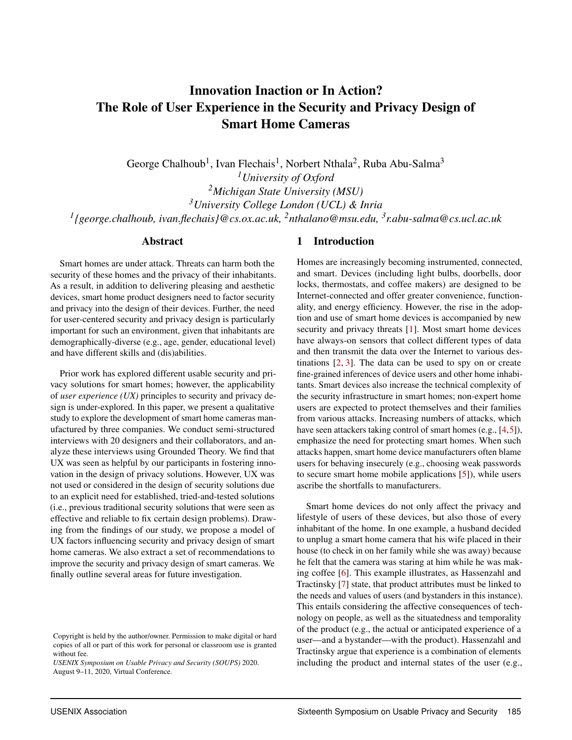# Innovation Inaction or In Action? The Role of User Experience in the Security and Privacy Design of Smart Home Cameras

George Chalhoub[1], Ivan Flechais[1], Norbert Nthala[2], Ruba Abu-Salma[3]

[1] *University of Oxford*

[2] *Michigan State University (MSU)*

[3] *University College London (UCL) & Inria*

[1] *{george.chalhoub, ivan.flechais}@cs.ox.ac.uk,* [2] *nthalano@msu.edu,* [3] *r.abu-salma@cs.ucl.ac.uk*

## Abstract

Smart homes are under attack. Threats can harm both the security of these homes and the privacy of their inhabitants. As a result, in addition to delivering pleasing and aesthetic devices, smart home product designers need to factor security and privacy into the design of their devices. Further, the need for user-centered security and privacy design is particularly important for such an environment, given that inhabitants are demographically-diverse (e.g., age, gender, educational level) and have different skills and (dis)abilities.

Prior work has explored different usable security and privacy solutions for smart homes; however, the applicability of *user experience (UX)* principles to security and privacy design is under-explored. In this paper, we present a qualitative study to explore the development of smart home cameras manufactured by three companies. We conduct semi-structured interviews with 20 designers and their collaborators, and analyze these interviews using Grounded Theory. We find that UX was seen as helpful by our participants in fostering innovation in the design of privacy solutions. However, UX was not used or considered in the design of security solutions due to an explicit need for established, tried-and-tested solutions (i.e., previous traditional security solutions that were seen as effective and reliable to fix certain design problems). Drawing from the findings of our study, we propose a model of UX factors influencing security and privacy design of smart home cameras. We also extract a set of recommendations to improve the security and privacy design of smart cameras. We finally outline several areas for future investigation.

Copyright is held by the author/owner. Permission to make digital or hard copies of all or part of this work for personal or classroom use is granted without fee.
*USENIX Symposium on Usable Privacy and Security (SOUPS)* 2020.
August 9–11, 2020, Virtual Conference.

## 1 Introduction

Homes are increasingly becoming instrumented, connected, and smart. Devices (including light bulbs, doorbells, door locks, thermostats, and coffee makers) are designed to be Internet-connected and offer greater convenience, functionality, and energy efficiency. However, the rise in the adoption and use of smart home devices is accompanied by new security and privacy threats [1]. Most smart home devices have always-on sensors that collect different types of data and then transmit the data over the Internet to various destinations [2, 3]. The data can be used to spy on or create fine-grained inferences of device users and other home inhabitants. Smart devices also increase the technical complexity of the security infrastructure in smart homes; non-expert home users are expected to protect themselves and their families from various attacks. Increasing numbers of attacks, which have seen attackers taking control of smart homes (e.g., [4,5]), emphasize the need for protecting smart homes. When such attacks happen, smart home device manufacturers often blame users for behaving insecurely (e.g., choosing weak passwords to secure smart home mobile applications [5]), while users ascribe the shortfalls to manufacturers.

Smart home devices do not only affect the privacy and lifestyle of users of these devices, but also those of every inhabitant of the home. In one example, a husband decided to unplug a smart home camera that his wife placed in their house (to check in on her family while she was away) because he felt that the camera was staring at him while he was making coffee [6]. This example illustrates, as Hassenzahl and Tractinsky [7] state, that product attributes must be linked to the needs and values of users (and bystanders in this instance). This entails considering the affective consequences of technology on people, as well as the situatedness and temporality of the product (e.g., the actual or anticipated experience of a user—and a bystander—with the product). Hassenzahl and Tractinsky argue that experience is a combination of elements including the product and internal states of the user (e.g.,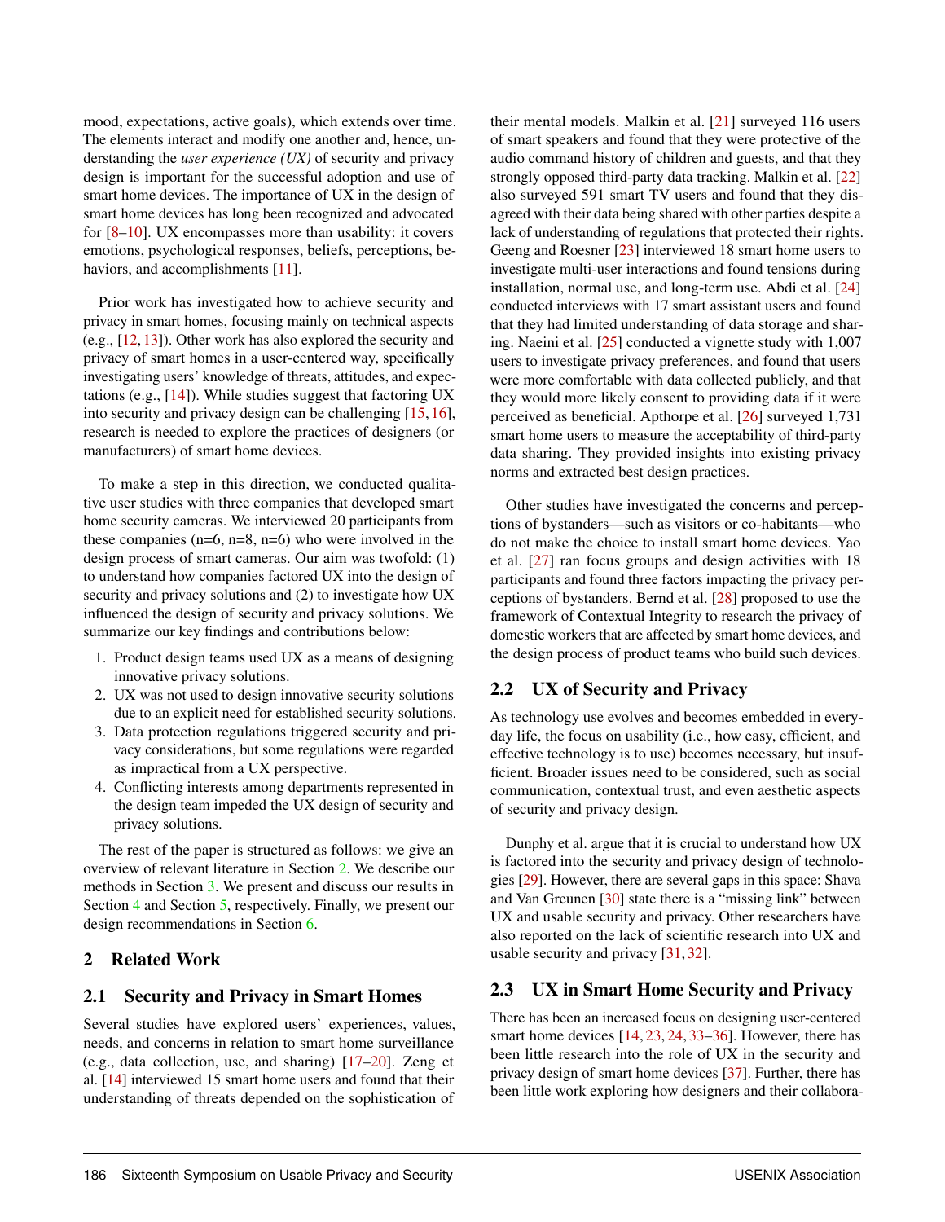mood, expectations, active goals), which extends over time. The elements interact and modify one another and, hence, understanding the *user experience (UX)* of security and privacy design is important for the successful adoption and use of smart home devices. The importance of UX in the design of smart home devices has long been recognized and advocated for [8–10]. UX encompasses more than usability: it covers emotions, psychological responses, beliefs, perceptions, behaviors, and accomplishments [11].

Prior work has investigated how to achieve security and privacy in smart homes, focusing mainly on technical aspects (e.g., [12, 13]). Other work has also explored the security and privacy of smart homes in a user-centered way, specifically investigating users' knowledge of threats, attitudes, and expectations (e.g., [14]). While studies suggest that factoring UX into security and privacy design can be challenging [15, 16], research is needed to explore the practices of designers (or manufacturers) of smart home devices.

To make a step in this direction, we conducted qualitative user studies with three companies that developed smart home security cameras. We interviewed 20 participants from these companies (n=6, n=8, n=6) who were involved in the design process of smart cameras. Our aim was twofold: (1) to understand how companies factored UX into the design of security and privacy solutions and (2) to investigate how UX influenced the design of security and privacy solutions. We summarize our key findings and contributions below:

1. Product design teams used UX as a means of designing innovative privacy solutions.
2. UX was not used to design innovative security solutions due to an explicit need for established security solutions.
3. Data protection regulations triggered security and privacy considerations, but some regulations were regarded as impractical from a UX perspective.
4. Conflicting interests among departments represented in the design team impeded the UX design of security and privacy solutions.

The rest of the paper is structured as follows: we give an overview of relevant literature in Section 2. We describe our methods in Section 3. We present and discuss our results in Section 4 and Section 5, respectively. Finally, we present our design recommendations in Section 6.

## 2 Related Work

### 2.1 Security and Privacy in Smart Homes

Several studies have explored users' experiences, values, needs, and concerns in relation to smart home surveillance (e.g., data collection, use, and sharing) [17–20]. Zeng et al. [14] interviewed 15 smart home users and found that their understanding of threats depended on the sophistication of their mental models. Malkin et al. [21] surveyed 116 users of smart speakers and found that they were protective of the audio command history of children and guests, and that they strongly opposed third-party data tracking. Malkin et al. [22] also surveyed 591 smart TV users and found that they disagreed with their data being shared with other parties despite a lack of understanding of regulations that protected their rights. Geeng and Roesner [23] interviewed 18 smart home users to investigate multi-user interactions and found tensions during installation, normal use, and long-term use. Abdi et al. [24] conducted interviews with 17 smart assistant users and found that they had limited understanding of data storage and sharing. Naeini et al. [25] conducted a vignette study with 1,007 users to investigate privacy preferences, and found that users were more comfortable with data collected publicly, and that they would more likely consent to providing data if it were perceived as beneficial. Apthorpe et al. [26] surveyed 1,731 smart home users to measure the acceptability of third-party data sharing. They provided insights into existing privacy norms and extracted best design practices.

Other studies have investigated the concerns and perceptions of bystanders—such as visitors or co-habitants—who do not make the choice to install smart home devices. Yao et al. [27] ran focus groups and design activities with 18 participants and found three factors impacting the privacy perceptions of bystanders. Bernd et al. [28] proposed to use the framework of Contextual Integrity to research the privacy of domestic workers that are affected by smart home devices, and the design process of product teams who build such devices.

### 2.2 UX of Security and Privacy

As technology use evolves and becomes embedded in everyday life, the focus on usability (i.e., how easy, efficient, and effective technology is to use) becomes necessary, but insufficient. Broader issues need to be considered, such as social communication, contextual trust, and even aesthetic aspects of security and privacy design.

Dunphy et al. argue that it is crucial to understand how UX is factored into the security and privacy design of technologies [29]. However, there are several gaps in this space: Shava and Van Greunen [30] state there is a "missing link" between UX and usable security and privacy. Other researchers have also reported on the lack of scientific research into UX and usable security and privacy [31, 32].

### 2.3 UX in Smart Home Security and Privacy

There has been an increased focus on designing user-centered smart home devices [14, 23, 24, 33–36]. However, there has been little research into the role of UX in the security and privacy design of smart home devices [37]. Further, there has been little work exploring how designers and their collabora-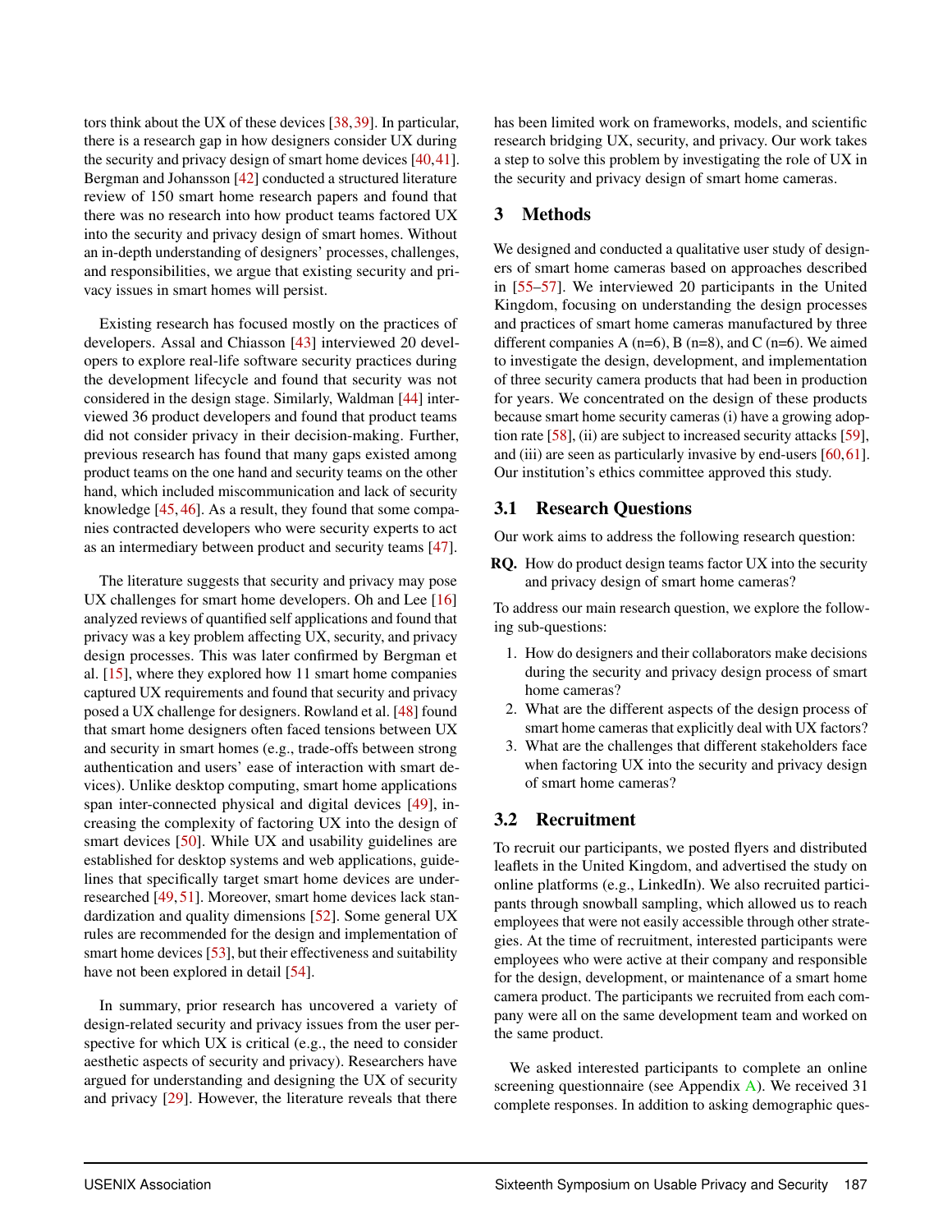tors think about the UX of these devices [38,39]. In particular, there is a research gap in how designers consider UX during the security and privacy design of smart home devices [40,41]. Bergman and Johansson [42] conducted a structured literature review of 150 smart home research papers and found that there was no research into how product teams factored UX into the security and privacy design of smart homes. Without an in-depth understanding of designers' processes, challenges, and responsibilities, we argue that existing security and privacy issues in smart homes will persist.

Existing research has focused mostly on the practices of developers. Assal and Chiasson [43] interviewed 20 developers to explore real-life software security practices during the development lifecycle and found that security was not considered in the design stage. Similarly, Waldman [44] interviewed 36 product developers and found that product teams did not consider privacy in their decision-making. Further, previous research has found that many gaps existed among product teams on the one hand and security teams on the other hand, which included miscommunication and lack of security knowledge [45, 46]. As a result, they found that some companies contracted developers who were security experts to act as an intermediary between product and security teams [47].

The literature suggests that security and privacy may pose UX challenges for smart home developers. Oh and Lee [16] analyzed reviews of quantified self applications and found that privacy was a key problem affecting UX, security, and privacy design processes. This was later confirmed by Bergman et al. [15], where they explored how 11 smart home companies captured UX requirements and found that security and privacy posed a UX challenge for designers. Rowland et al. [48] found that smart home designers often faced tensions between UX and security in smart homes (e.g., trade-offs between strong authentication and users' ease of interaction with smart devices). Unlike desktop computing, smart home applications span inter-connected physical and digital devices [49], increasing the complexity of factoring UX into the design of smart devices [50]. While UX and usability guidelines are established for desktop systems and web applications, guidelines that specifically target smart home devices are under-researched [49, 51]. Moreover, smart home devices lack standardization and quality dimensions [52]. Some general UX rules are recommended for the design and implementation of smart home devices [53], but their effectiveness and suitability have not been explored in detail [54].

In summary, prior research has uncovered a variety of design-related security and privacy issues from the user perspective for which UX is critical (e.g., the need to consider aesthetic aspects of security and privacy). Researchers have argued for understanding and designing the UX of security and privacy [29]. However, the literature reveals that there has been limited work on frameworks, models, and scientific research bridging UX, security, and privacy. Our work takes a step to solve this problem by investigating the role of UX in the security and privacy design of smart home cameras.

## 3 Methods

We designed and conducted a qualitative user study of designers of smart home cameras based on approaches described in [55–57]. We interviewed 20 participants in the United Kingdom, focusing on understanding the design processes and practices of smart home cameras manufactured by three different companies A (n=6), B (n=8), and C (n=6). We aimed to investigate the design, development, and implementation of three security camera products that had been in production for years. We concentrated on the design of these products because smart home security cameras (i) have a growing adoption rate [58], (ii) are subject to increased security attacks [59], and (iii) are seen as particularly invasive by end-users [60, 61]. Our institution's ethics committee approved this study.

### 3.1 Research Questions

Our work aims to address the following research question:

**RQ.** How do product design teams factor UX into the security and privacy design of smart home cameras?

To address our main research question, we explore the following sub-questions:

1. How do designers and their collaborators make decisions during the security and privacy design process of smart home cameras?
2. What are the different aspects of the design process of smart home cameras that explicitly deal with UX factors?
3. What are the challenges that different stakeholders face when factoring UX into the security and privacy design of smart home cameras?

### 3.2 Recruitment

To recruit our participants, we posted flyers and distributed leaflets in the United Kingdom, and advertised the study on online platforms (e.g., LinkedIn). We also recruited participants through snowball sampling, which allowed us to reach employees that were not easily accessible through other strategies. At the time of recruitment, interested participants were employees who were active at their company and responsible for the design, development, or maintenance of a smart home camera product. The participants we recruited from each company were all on the same development team and worked on the same product.

We asked interested participants to complete an online screening questionnaire (see Appendix A). We received 31 complete responses. In addition to asking demographic ques-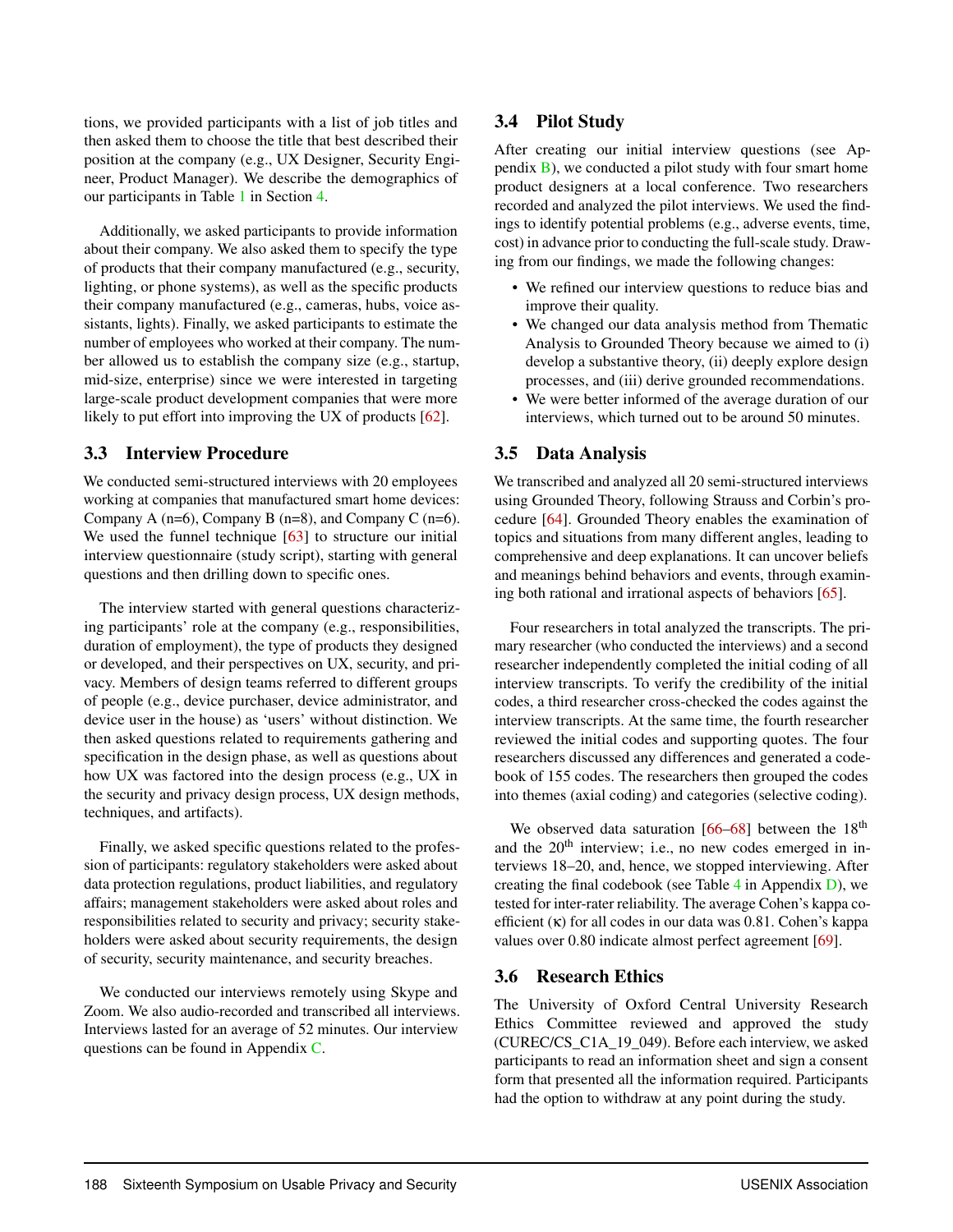tions, we provided participants with a list of job titles and then asked them to choose the title that best described their position at the company (e.g., UX Designer, Security Engineer, Product Manager). We describe the demographics of our participants in Table 1 in Section 4.

Additionally, we asked participants to provide information about their company. We also asked them to specify the type of products that their company manufactured (e.g., security, lighting, or phone systems), as well as the specific products their company manufactured (e.g., cameras, hubs, voice assistants, lights). Finally, we asked participants to estimate the number of employees who worked at their company. The number allowed us to establish the company size (e.g., startup, mid-size, enterprise) since we were interested in targeting large-scale product development companies that were more likely to put effort into improving the UX of products [62].

### 3.3 Interview Procedure

We conducted semi-structured interviews with 20 employees working at companies that manufactured smart home devices: Company A (n=6), Company B (n=8), and Company C (n=6). We used the funnel technique [63] to structure our initial interview questionnaire (study script), starting with general questions and then drilling down to specific ones.

The interview started with general questions characterizing participants' role at the company (e.g., responsibilities, duration of employment), the type of products they designed or developed, and their perspectives on UX, security, and privacy. Members of design teams referred to different groups of people (e.g., device purchaser, device administrator, and device user in the house) as 'users' without distinction. We then asked questions related to requirements gathering and specification in the design phase, as well as questions about how UX was factored into the design process (e.g., UX in the security and privacy design process, UX design methods, techniques, and artifacts).

Finally, we asked specific questions related to the profession of participants: regulatory stakeholders were asked about data protection regulations, product liabilities, and regulatory affairs; management stakeholders were asked about roles and responsibilities related to security and privacy; security stakeholders were asked about security requirements, the design of security, security maintenance, and security breaches.

We conducted our interviews remotely using Skype and Zoom. We also audio-recorded and transcribed all interviews. Interviews lasted for an average of 52 minutes. Our interview questions can be found in Appendix C.

### 3.4 Pilot Study

After creating our initial interview questions (see Appendix B), we conducted a pilot study with four smart home product designers at a local conference. Two researchers recorded and analyzed the pilot interviews. We used the findings to identify potential problems (e.g., adverse events, time, cost) in advance prior to conducting the full-scale study. Drawing from our findings, we made the following changes:

- We refined our interview questions to reduce bias and improve their quality.
- We changed our data analysis method from Thematic Analysis to Grounded Theory because we aimed to (i) develop a substantive theory, (ii) deeply explore design processes, and (iii) derive grounded recommendations.
- We were better informed of the average duration of our interviews, which turned out to be around 50 minutes.

### 3.5 Data Analysis

We transcribed and analyzed all 20 semi-structured interviews using Grounded Theory, following Strauss and Corbin's procedure [64]. Grounded Theory enables the examination of topics and situations from many different angles, leading to comprehensive and deep explanations. It can uncover beliefs and meanings behind behaviors and events, through examining both rational and irrational aspects of behaviors [65].

Four researchers in total analyzed the transcripts. The primary researcher (who conducted the interviews) and a second researcher independently completed the initial coding of all interview transcripts. To verify the credibility of the initial codes, a third researcher cross-checked the codes against the interview transcripts. At the same time, the fourth researcher reviewed the initial codes and supporting quotes. The four researchers discussed any differences and generated a codebook of 155 codes. The researchers then grouped the codes into themes (axial coding) and categories (selective coding).

We observed data saturation [66–68] between the 18$^{th}$ and the 20$^{th}$ interview; i.e., no new codes emerged in interviews 18–20, and, hence, we stopped interviewing. After creating the final codebook (see Table 4 in Appendix D), we tested for inter-rater reliability. The average Cohen's kappa coefficient ($\kappa$) for all codes in our data was 0.81. Cohen's kappa values over 0.80 indicate almost perfect agreement [69].

### 3.6 Research Ethics

The University of Oxford Central University Research Ethics Committee reviewed and approved the study (CUREC/CS_C1A_19_049). Before each interview, we asked participants to read an information sheet and sign a consent form that presented all the information required. Participants had the option to withdraw at any point during the study.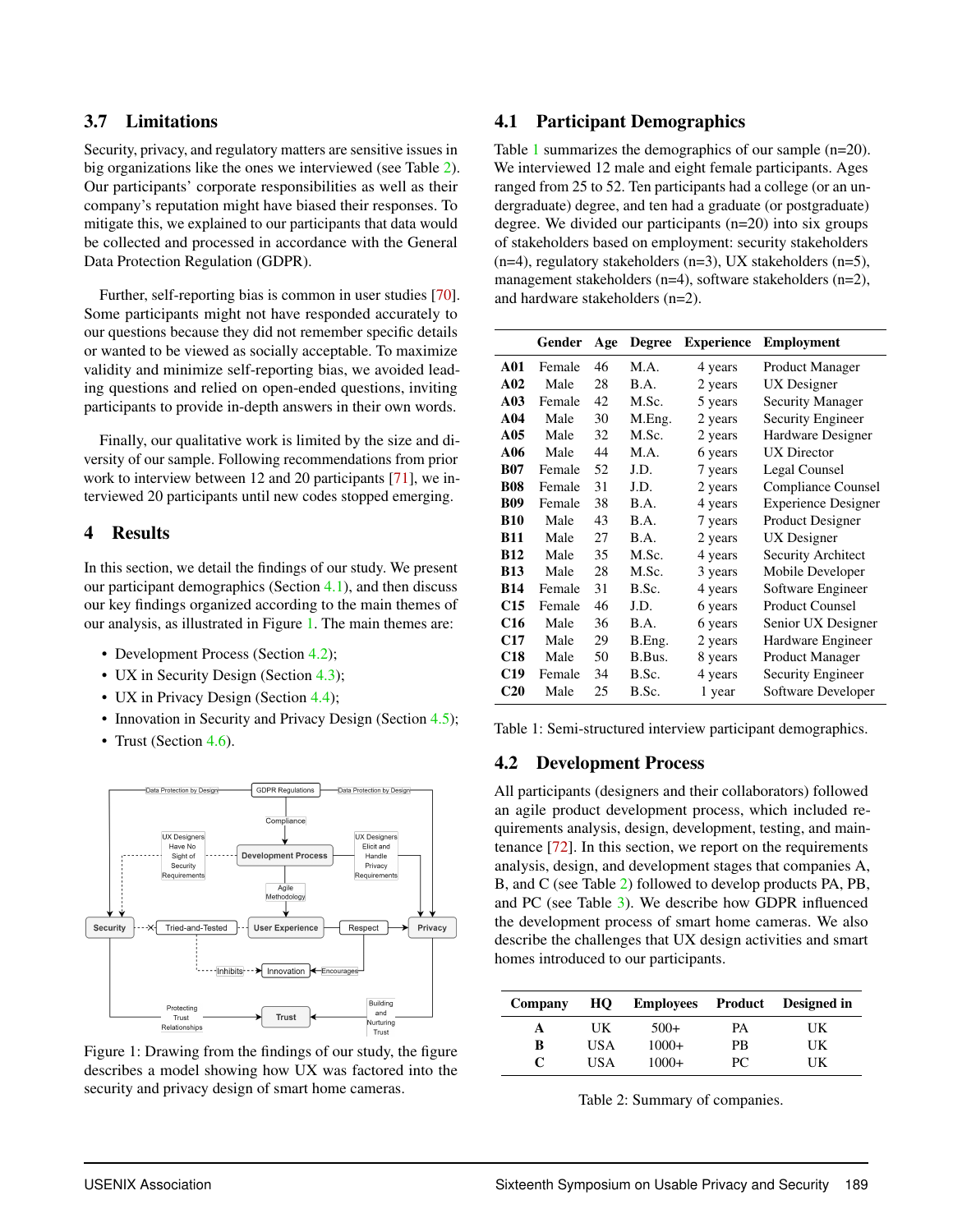### 3.7 Limitations

Security, privacy, and regulatory matters are sensitive issues in big organizations like the ones we interviewed (see Table 2). Our participants' corporate responsibilities as well as their company's reputation might have biased their responses. To mitigate this, we explained to our participants that data would be collected and processed in accordance with the General Data Protection Regulation (GDPR).

Further, self-reporting bias is common in user studies [70]. Some participants might not have responded accurately to our questions because they did not remember specific details or wanted to be viewed as socially acceptable. To maximize validity and minimize self-reporting bias, we avoided leading questions and relied on open-ended questions, inviting participants to provide in-depth answers in their own words.

Finally, our qualitative work is limited by the size and diversity of our sample. Following recommendations from prior work to interview between 12 and 20 participants [71], we interviewed 20 participants until new codes stopped emerging.

## 4 Results

In this section, we detail the findings of our study. We present our participant demographics (Section 4.1), and then discuss our key findings organized according to the main themes of our analysis, as illustrated in Figure 1. The main themes are:

- Development Process (Section 4.2);
- UX in Security Design (Section 4.3);
- UX in Privacy Design (Section 4.4);
- Innovation in Security and Privacy Design (Section 4.5);
- Trust (Section 4.6).

Figure 1: Drawing from the findings of our study, the figure describes a model showing how UX was factored into the security and privacy design of smart home cameras.

### 4.1 Participant Demographics

Table 1 summarizes the demographics of our sample (n=20). We interviewed 12 male and eight female participants. Ages ranged from 25 to 52. Ten participants had a college (or an undergraduate) degree, and ten had a graduate (or postgraduate) degree. We divided our participants (n=20) into six groups of stakeholders based on employment: security stakeholders (n=4), regulatory stakeholders (n=3), UX stakeholders (n=5), management stakeholders (n=4), software stakeholders (n=2), and hardware stakeholders (n=2).

| | Gender | Age | Degree | Experience | Employment |
|---|---|---|---|---|---|
| **A01** | Female | 46 | M.A. | 4 years | Product Manager |
| **A02** | Male | 28 | B.A. | 2 years | UX Designer |
| **A03** | Female | 42 | M.Sc. | 5 years | Security Manager |
| **A04** | Male | 30 | M.Eng. | 2 years | Security Engineer |
| **A05** | Male | 32 | M.Sc. | 2 years | Hardware Designer |
| **A06** | Male | 44 | M.A. | 6 years | UX Director |
| **B07** | Female | 52 | J.D. | 7 years | Legal Counsel |
| **B08** | Female | 31 | J.D. | 2 years | Compliance Counsel |
| **B09** | Female | 38 | B.A. | 4 years | Experience Designer |
| **B10** | Male | 43 | B.A. | 7 years | Product Designer |
| **B11** | Male | 27 | B.A. | 2 years | UX Designer |
| **B12** | Male | 35 | M.Sc. | 4 years | Security Architect |
| **B13** | Male | 28 | M.Sc. | 3 years | Mobile Developer |
| **B14** | Female | 31 | B.Sc. | 4 years | Software Engineer |
| **C15** | Female | 46 | J.D. | 6 years | Product Counsel |
| **C16** | Male | 36 | B.A. | 6 years | Senior UX Designer |
| **C17** | Male | 29 | B.Eng. | 2 years | Hardware Engineer |
| **C18** | Male | 50 | B.Bus. | 8 years | Product Manager |
| **C19** | Female | 34 | B.Sc. | 4 years | Security Engineer |
| **C20** | Male | 25 | B.Sc. | 1 year | Software Developer |

Table 1: Semi-structured interview participant demographics.

### 4.2 Development Process

All participants (designers and their collaborators) followed an agile product development process, which included requirements analysis, design, development, testing, and maintenance [72]. In this section, we report on the requirements analysis, design, and development stages that companies A, B, and C (see Table 2) followed to develop products PA, PB, and PC (see Table 3). We describe how GDPR influenced the development process of smart home cameras. We also describe the challenges that UX design activities and smart homes introduced to our participants.

| Company | HQ | Employees | Product | Designed in |
|---|---|---|---|---|
| **A** | UK | 500+ | PA | UK |
| **B** | USA | 1000+ | PB | UK |
| **C** | USA | 1000+ | PC | UK |

Table 2: Summary of companies.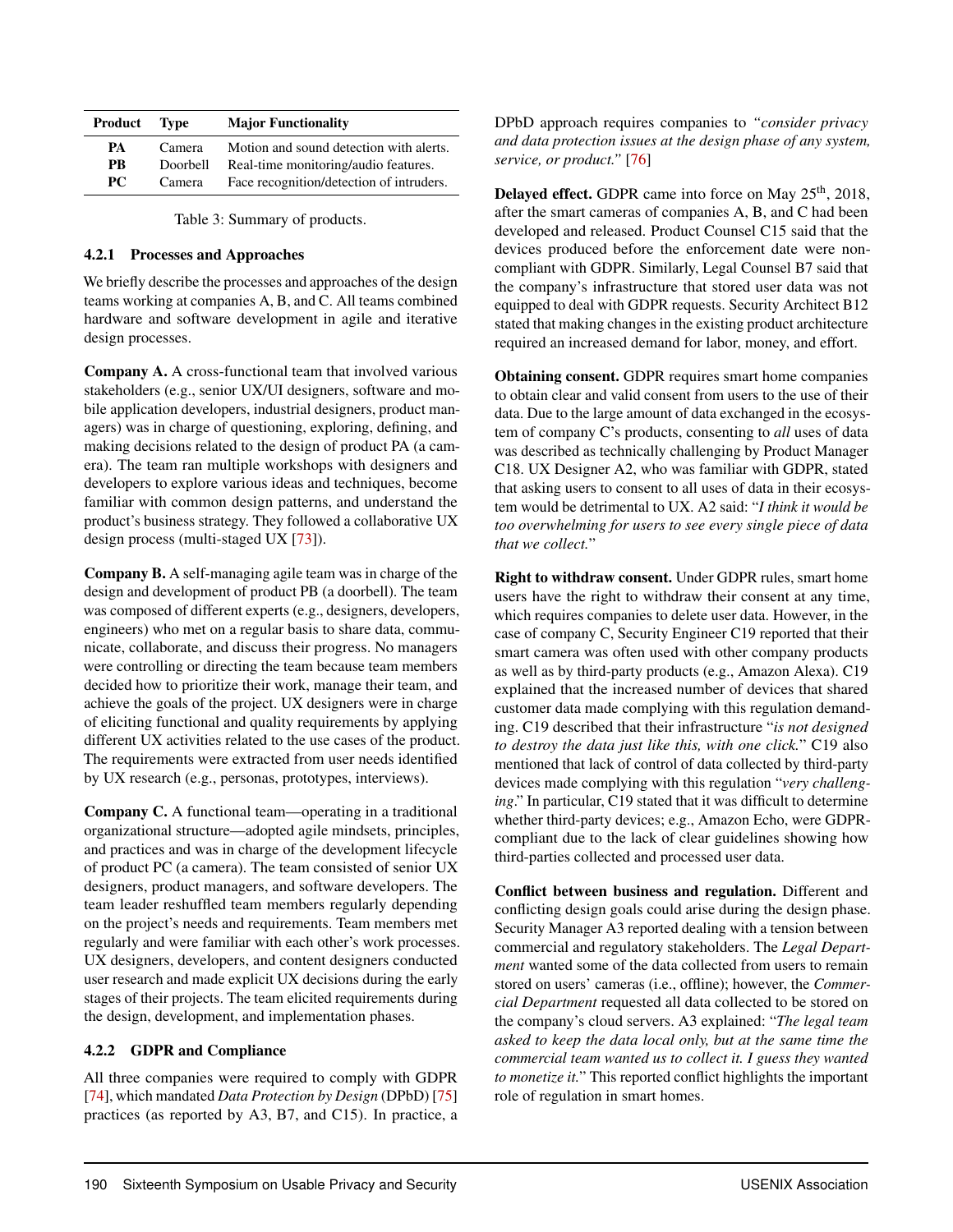| Product | Type | Major Functionality |
|---|---|---|
| PA | Camera | Motion and sound detection with alerts. |
| PB | Doorbell | Real-time monitoring/audio features. |
| PC | Camera | Face recognition/detection of intruders. |

Table 3: Summary of products.

#### 4.2.1 Processes and Approaches

We briefly describe the processes and approaches of the design teams working at companies A, B, and C. All teams combined hardware and software development in agile and iterative design processes.

**Company A.** A cross-functional team that involved various stakeholders (e.g., senior UX/UI designers, software and mobile application developers, industrial designers, product managers) was in charge of questioning, exploring, defining, and making decisions related to the design of product PA (a camera). The team ran multiple workshops with designers and developers to explore various ideas and techniques, become familiar with common design patterns, and understand the product's business strategy. They followed a collaborative UX design process (multi-staged UX [73]).

**Company B.** A self-managing agile team was in charge of the design and development of product PB (a doorbell). The team was composed of different experts (e.g., designers, developers, engineers) who met on a regular basis to share data, communicate, collaborate, and discuss their progress. No managers were controlling or directing the team because team members decided how to prioritize their work, manage their team, and achieve the goals of the project. UX designers were in charge of eliciting functional and quality requirements by applying different UX activities related to the use cases of the product. The requirements were extracted from user needs identified by UX research (e.g., personas, prototypes, interviews).

**Company C.** A functional team—operating in a traditional organizational structure—adopted agile mindsets, principles, and practices and was in charge of the development lifecycle of product PC (a camera). The team consisted of senior UX designers, product managers, and software developers. The team leader reshuffled team members regularly depending on the project's needs and requirements. Team members met regularly and were familiar with each other's work processes. UX designers, developers, and content designers conducted user research and made explicit UX decisions during the early stages of their projects. The team elicited requirements during the design, development, and implementation phases.

#### 4.2.2 GDPR and Compliance

All three companies were required to comply with GDPR [74], which mandated *Data Protection by Design* (DPbD) [75] practices (as reported by A3, B7, and C15). In practice, a DPbD approach requires companies to *"consider privacy and data protection issues at the design phase of any system, service, or product."* [76]

**Delayed effect.** GDPR came into force on May 25th, 2018, after the smart cameras of companies A, B, and C had been developed and released. Product Counsel C15 said that the devices produced before the enforcement date were non-compliant with GDPR. Similarly, Legal Counsel B7 said that the company's infrastructure that stored user data was not equipped to deal with GDPR requests. Security Architect B12 stated that making changes in the existing product architecture required an increased demand for labor, money, and effort.

**Obtaining consent.** GDPR requires smart home companies to obtain clear and valid consent from users to the use of their data. Due to the large amount of data exchanged in the ecosystem of company C's products, consenting to *all* uses of data was described as technically challenging by Product Manager C18. UX Designer A2, who was familiar with GDPR, stated that asking users to consent to all uses of data in their ecosystem would be detrimental to UX. A2 said: "*I think it would be too overwhelming for users to see every single piece of data that we collect.*"

**Right to withdraw consent.** Under GDPR rules, smart home users have the right to withdraw their consent at any time, which requires companies to delete user data. However, in the case of company C, Security Engineer C19 reported that their smart camera was often used with other company products as well as by third-party products (e.g., Amazon Alexa). C19 explained that the increased number of devices that shared customer data made complying with this regulation demanding. C19 described that their infrastructure "*is not designed to destroy the data just like this, with one click.*" C19 also mentioned that lack of control of data collected by third-party devices made complying with this regulation "*very challenging*." In particular, C19 stated that it was difficult to determine whether third-party devices; e.g., Amazon Echo, were GDPR-compliant due to the lack of clear guidelines showing how third-parties collected and processed user data.

**Conflict between business and regulation.** Different and conflicting design goals could arise during the design phase. Security Manager A3 reported dealing with a tension between commercial and regulatory stakeholders. The *Legal Department* wanted some of the data collected from users to remain stored on users' cameras (i.e., offline); however, the *Commercial Department* requested all data collected to be stored on the company's cloud servers. A3 explained: "*The legal team asked to keep the data local only, but at the same time the commercial team wanted us to collect it. I guess they wanted to monetize it.*" This reported conflict highlights the important role of regulation in smart homes.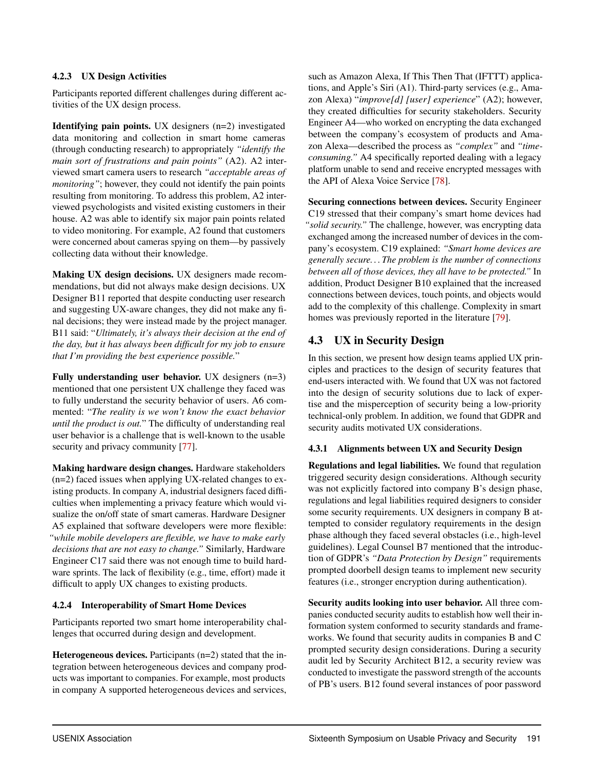#### 4.2.3 UX Design Activities

Participants reported different challenges during different activities of the UX design process.

**Identifying pain points.** UX designers (n=2) investigated data monitoring and collection in smart home cameras (through conducting research) to appropriately *"identify the main sort of frustrations and pain points"* (A2). A2 interviewed smart camera users to research *"acceptable areas of monitoring"*; however, they could not identify the pain points resulting from monitoring. To address this problem, A2 interviewed psychologists and visited existing customers in their house. A2 was able to identify six major pain points related to video monitoring. For example, A2 found that customers were concerned about cameras spying on them—by passively collecting data without their knowledge.

**Making UX design decisions.** UX designers made recommendations, but did not always make design decisions. UX Designer B11 reported that despite conducting user research and suggesting UX-aware changes, they did not make any final decisions; they were instead made by the project manager. B11 said: "*Ultimately, it's always their decision at the end of the day, but it has always been difficult for my job to ensure that I'm providing the best experience possible.*"

**Fully understanding user behavior.** UX designers (n=3) mentioned that one persistent UX challenge they faced was to fully understand the security behavior of users. A6 commented: "*The reality is we won't know the exact behavior until the product is out.*" The difficulty of understanding real user behavior is a challenge that is well-known to the usable security and privacy community [77].

**Making hardware design changes.** Hardware stakeholders (n=2) faced issues when applying UX-related changes to existing products. In company A, industrial designers faced difficulties when implementing a privacy feature which would visualize the on/off state of smart cameras. Hardware Designer A5 explained that software developers were more flexible: *"while mobile developers are flexible, we have to make early decisions that are not easy to change."* Similarly, Hardware Engineer C17 said there was not enough time to build hardware sprints. The lack of flexibility (e.g., time, effort) made it difficult to apply UX changes to existing products.

#### 4.2.4 Interoperability of Smart Home Devices

Participants reported two smart home interoperability challenges that occurred during design and development.

**Heterogeneous devices.** Participants (n=2) stated that the integration between heterogeneous devices and company products was important to companies. For example, most products in company A supported heterogeneous devices and services, such as Amazon Alexa, If This Then That (IFTTT) applications, and Apple's Siri (A1). Third-party services (e.g., Amazon Alexa) "*improve[d] [user] experience*" (A2); however, they created difficulties for security stakeholders. Security Engineer A4—who worked on encrypting the data exchanged between the company's ecosystem of products and Amazon Alexa—described the process as *"complex"* and *"time-consuming."* A4 specifically reported dealing with a legacy platform unable to send and receive encrypted messages with the API of Alexa Voice Service [78].

**Securing connections between devices.** Security Engineer C19 stressed that their company's smart home devices had *"solid security."* The challenge, however, was encrypting data exchanged among the increased number of devices in the company's ecosystem. C19 explained: *"Smart home devices are generally secure...The problem is the number of connections between all of those devices, they all have to be protected."* In addition, Product Designer B10 explained that the increased connections between devices, touch points, and objects would add to the complexity of this challenge. Complexity in smart homes was previously reported in the literature [79].

### 4.3 UX in Security Design

In this section, we present how design teams applied UX principles and practices to the design of security features that end-users interacted with. We found that UX was not factored into the design of security solutions due to lack of expertise and the misperception of security being a low-priority technical-only problem. In addition, we found that GDPR and security audits motivated UX considerations.

#### 4.3.1 Alignments between UX and Security Design

**Regulations and legal liabilities.** We found that regulation triggered security design considerations. Although security was not explicitly factored into company B's design phase, regulations and legal liabilities required designers to consider some security requirements. UX designers in company B attempted to consider regulatory requirements in the design phase although they faced several obstacles (i.e., high-level guidelines). Legal Counsel B7 mentioned that the introduction of GDPR's *"Data Protection by Design"* requirements prompted doorbell design teams to implement new security features (i.e., stronger encryption during authentication).

**Security audits looking into user behavior.** All three companies conducted security audits to establish how well their information system conformed to security standards and frameworks. We found that security audits in companies B and C prompted security design considerations. During a security audit led by Security Architect B12, a security review was conducted to investigate the password strength of the accounts of PB's users. B12 found several instances of poor password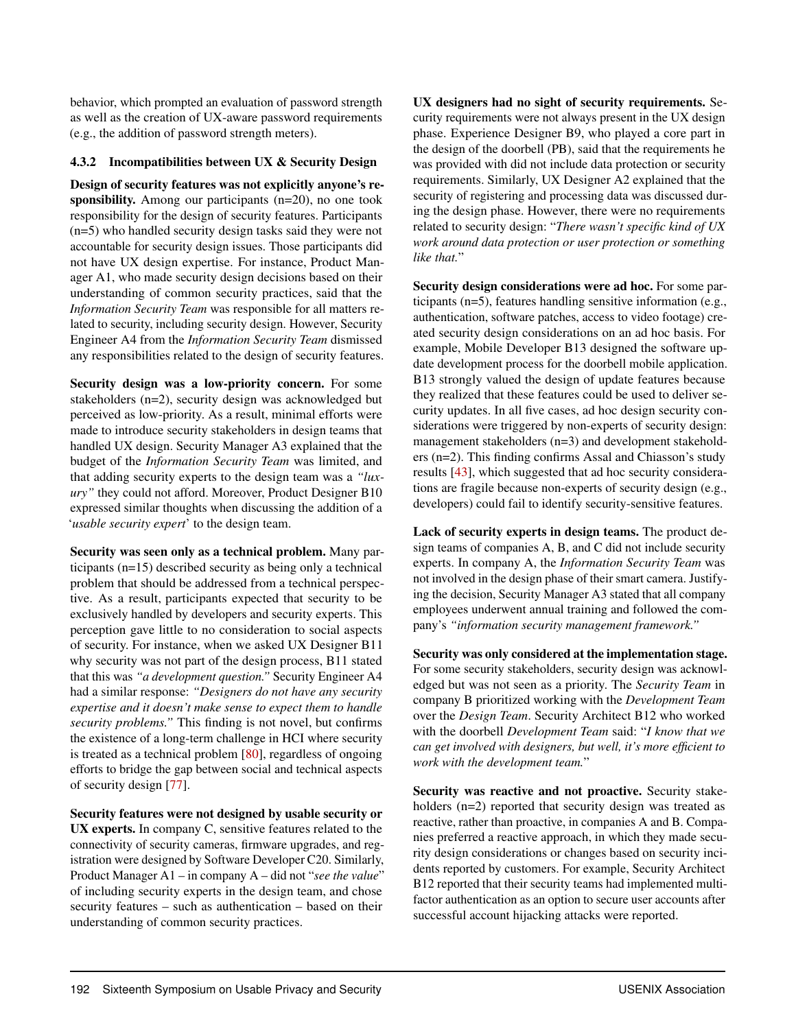behavior, which prompted an evaluation of password strength as well as the creation of UX-aware password requirements (e.g., the addition of password strength meters).

#### 4.3.2 Incompatibilities between UX & Security Design

**Design of security features was not explicitly anyone's responsibility.** Among our participants (n=20), no one took responsibility for the design of security features. Participants (n=5) who handled security design tasks said they were not accountable for security design issues. Those participants did not have UX design expertise. For instance, Product Manager A1, who made security design decisions based on their understanding of common security practices, said that the *Information Security Team* was responsible for all matters related to security, including security design. However, Security Engineer A4 from the *Information Security Team* dismissed any responsibilities related to the design of security features.

**Security design was a low-priority concern.** For some stakeholders (n=2), security design was acknowledged but perceived as low-priority. As a result, minimal efforts were made to introduce security stakeholders in design teams that handled UX design. Security Manager A3 explained that the budget of the *Information Security Team* was limited, and that adding security experts to the design team was a *"luxury"* they could not afford. Moreover, Product Designer B10 expressed similar thoughts when discussing the addition of a '*usable security expert*' to the design team.

**Security was seen only as a technical problem.** Many participants (n=15) described security as being only a technical problem that should be addressed from a technical perspective. As a result, participants expected that security to be exclusively handled by developers and security experts. This perception gave little to no consideration to social aspects of security. For instance, when we asked UX Designer B11 why security was not part of the design process, B11 stated that this was *"a development question."* Security Engineer A4 had a similar response: *"Designers do not have any security expertise and it doesn't make sense to expect them to handle security problems."* This finding is not novel, but confirms the existence of a long-term challenge in HCI where security is treated as a technical problem [80], regardless of ongoing efforts to bridge the gap between social and technical aspects of security design [77].

**Security features were not designed by usable security or UX experts.** In company C, sensitive features related to the connectivity of security cameras, firmware upgrades, and registration were designed by Software Developer C20. Similarly, Product Manager A1 – in company A – did not "*see the value*" of including security experts in the design team, and chose security features – such as authentication – based on their understanding of common security practices.

**UX designers had no sight of security requirements.** Security requirements were not always present in the UX design phase. Experience Designer B9, who played a core part in the design of the doorbell (PB), said that the requirements he was provided with did not include data protection or security requirements. Similarly, UX Designer A2 explained that the security of registering and processing data was discussed during the design phase. However, there were no requirements related to security design: "*There wasn't specific kind of UX work around data protection or user protection or something like that.*"

**Security design considerations were ad hoc.** For some participants (n=5), features handling sensitive information (e.g., authentication, software patches, access to video footage) created security design considerations on an ad hoc basis. For example, Mobile Developer B13 designed the software update development process for the doorbell mobile application. B13 strongly valued the design of update features because they realized that these features could be used to deliver security updates. In all five cases, ad hoc design security considerations were triggered by non-experts of security design: management stakeholders (n=3) and development stakeholders (n=2). This finding confirms Assal and Chiasson's study results [43], which suggested that ad hoc security considerations are fragile because non-experts of security design (e.g., developers) could fail to identify security-sensitive features.

**Lack of security experts in design teams.** The product design teams of companies A, B, and C did not include security experts. In company A, the *Information Security Team* was not involved in the design phase of their smart camera. Justifying the decision, Security Manager A3 stated that all company employees underwent annual training and followed the company's *"information security management framework."*

**Security was only considered at the implementation stage.** For some security stakeholders, security design was acknowledged but was not seen as a priority. The *Security Team* in company B prioritized working with the *Development Team* over the *Design Team*. Security Architect B12 who worked with the doorbell *Development Team* said: "*I know that we can get involved with designers, but well, it's more efficient to work with the development team.*"

**Security was reactive and not proactive.** Security stakeholders (n=2) reported that security design was treated as reactive, rather than proactive, in companies A and B. Companies preferred a reactive approach, in which they made security design considerations or changes based on security incidents reported by customers. For example, Security Architect B12 reported that their security teams had implemented multi-factor authentication as an option to secure user accounts after successful account hijacking attacks were reported.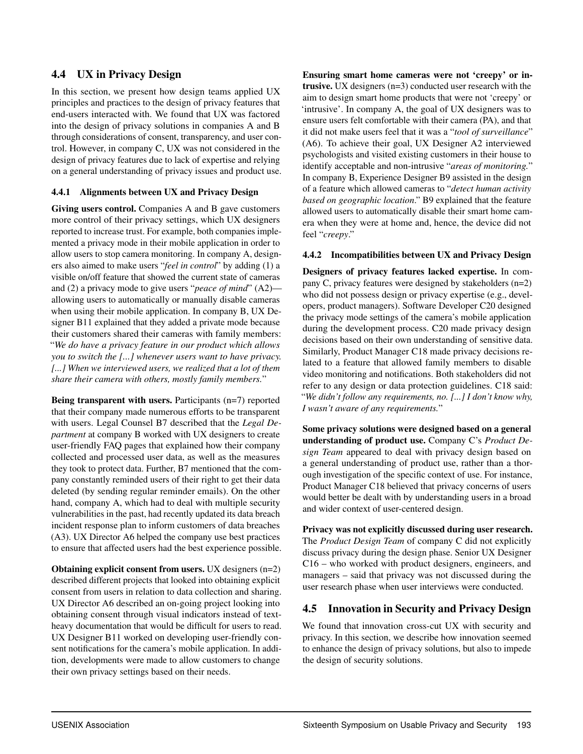## 4.4 UX in Privacy Design

In this section, we present how design teams applied UX principles and practices to the design of privacy features that end-users interacted with. We found that UX was factored into the design of privacy solutions in companies A and B through considerations of consent, transparency, and user control. However, in company C, UX was not considered in the design of privacy features due to lack of expertise and relying on a general understanding of privacy issues and product use.

### 4.4.1 Alignments between UX and Privacy Design

**Giving users control.** Companies A and B gave customers more control of their privacy settings, which UX designers reported to increase trust. For example, both companies implemented a privacy mode in their mobile application in order to allow users to stop camera monitoring. In company A, designers also aimed to make users "*feel in control*" by adding (1) a visible on/off feature that showed the current state of cameras and (2) a privacy mode to give users "*peace of mind*" (A2)—allowing users to automatically or manually disable cameras when using their mobile application. In company B, UX Designer B11 explained that they added a private mode because their customers shared their cameras with family members: "*We do have a privacy feature in our product which allows you to switch the [...] whenever users want to have privacy. [...] When we interviewed users, we realized that a lot of them share their camera with others, mostly family members.*"

**Being transparent with users.** Participants (n=7) reported that their company made numerous efforts to be transparent with users. Legal Counsel B7 described that the *Legal Department* at company B worked with UX designers to create user-friendly FAQ pages that explained how their company collected and processed user data, as well as the measures they took to protect data. Further, B7 mentioned that the company constantly reminded users of their right to get their data deleted (by sending regular reminder emails). On the other hand, company A, which had to deal with multiple security vulnerabilities in the past, had recently updated its data breach incident response plan to inform customers of data breaches (A3). UX Director A6 helped the company use best practices to ensure that affected users had the best experience possible.

**Obtaining explicit consent from users.** UX designers (n=2) described different projects that looked into obtaining explicit consent from users in relation to data collection and sharing. UX Director A6 described an on-going project looking into obtaining consent through visual indicators instead of text-heavy documentation that would be difficult for users to read. UX Designer B11 worked on developing user-friendly consent notifications for the camera's mobile application. In addition, developments were made to allow customers to change their own privacy settings based on their needs.

**Ensuring smart home cameras were not 'creepy' or intrusive.** UX designers (n=3) conducted user research with the aim to design smart home products that were not 'creepy' or 'intrusive'. In company A, the goal of UX designers was to ensure users felt comfortable with their camera (PA), and that it did not make users feel that it was a "*tool of surveillance*" (A6). To achieve their goal, UX Designer A2 interviewed psychologists and visited existing customers in their house to identify acceptable and non-intrusive "*areas of monitoring.*" In company B, Experience Designer B9 assisted in the design of a feature which allowed cameras to "*detect human activity based on geographic location*." B9 explained that the feature allowed users to automatically disable their smart home camera when they were at home and, hence, the device did not feel "*creepy*."

### 4.4.2 Incompatibilities between UX and Privacy Design

**Designers of privacy features lacked expertise.** In company C, privacy features were designed by stakeholders (n=2) who did not possess design or privacy expertise (e.g., developers, product managers). Software Developer C20 designed the privacy mode settings of the camera's mobile application during the development process. C20 made privacy design decisions based on their own understanding of sensitive data. Similarly, Product Manager C18 made privacy decisions related to a feature that allowed family members to disable video monitoring and notifications. Both stakeholders did not refer to any design or data protection guidelines. C18 said: "*We didn't follow any requirements, no. [...] I don't know why, I wasn't aware of any requirements.*"

**Some privacy solutions were designed based on a general understanding of product use.** Company C's *Product Design Team* appeared to deal with privacy design based on a general understanding of product use, rather than a thorough investigation of the specific context of use. For instance, Product Manager C18 believed that privacy concerns of users would better be dealt with by understanding users in a broad and wider context of user-centered design.

**Privacy was not explicitly discussed during user research.** The *Product Design Team* of company C did not explicitly discuss privacy during the design phase. Senior UX Designer C16 – who worked with product designers, engineers, and managers – said that privacy was not discussed during the user research phase when user interviews were conducted.

## 4.5 Innovation in Security and Privacy Design

We found that innovation cross-cut UX with security and privacy. In this section, we describe how innovation seemed to enhance the design of privacy solutions, but also to impede the design of security solutions.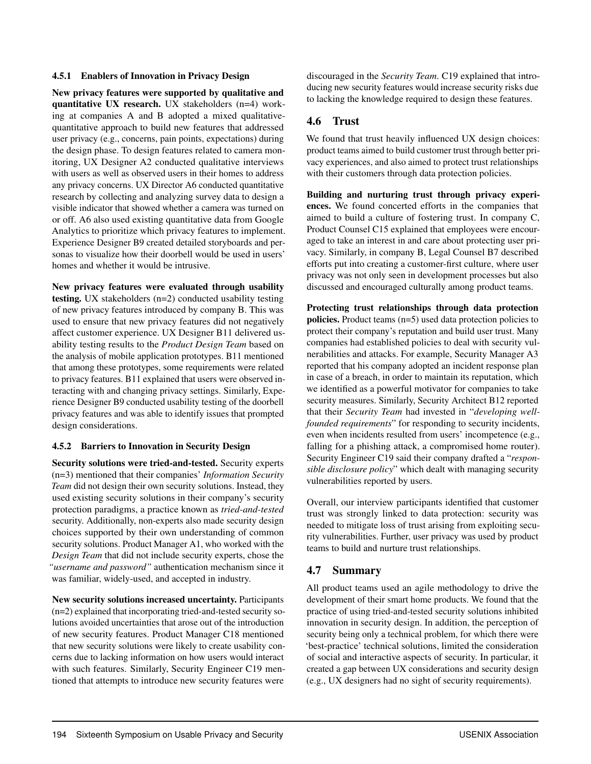#### 4.5.1 Enablers of Innovation in Privacy Design

**New privacy features were supported by qualitative and quantitative UX research.** UX stakeholders (n=4) working at companies A and B adopted a mixed qualitative-quantitative approach to build new features that addressed user privacy (e.g., concerns, pain points, expectations) during the design phase. To design features related to camera monitoring, UX Designer A2 conducted qualitative interviews with users as well as observed users in their homes to address any privacy concerns. UX Director A6 conducted quantitative research by collecting and analyzing survey data to design a visible indicator that showed whether a camera was turned on or off. A6 also used existing quantitative data from Google Analytics to prioritize which privacy features to implement. Experience Designer B9 created detailed storyboards and personas to visualize how their doorbell would be used in users' homes and whether it would be intrusive.

**New privacy features were evaluated through usability testing.** UX stakeholders (n=2) conducted usability testing of new privacy features introduced by company B. This was used to ensure that new privacy features did not negatively affect customer experience. UX Designer B11 delivered usability testing results to the *Product Design Team* based on the analysis of mobile application prototypes. B11 mentioned that among these prototypes, some requirements were related to privacy features. B11 explained that users were observed interacting with and changing privacy settings. Similarly, Experience Designer B9 conducted usability testing of the doorbell privacy features and was able to identify issues that prompted design considerations.

#### 4.5.2 Barriers to Innovation in Security Design

**Security solutions were tried-and-tested.** Security experts (n=3) mentioned that their companies' *Information Security Team* did not design their own security solutions. Instead, they used existing security solutions in their company's security protection paradigms, a practice known as *tried-and-tested* security. Additionally, non-experts also made security design choices supported by their own understanding of common security solutions. Product Manager A1, who worked with the *Design Team* that did not include security experts, chose the *"username and password"* authentication mechanism since it was familiar, widely-used, and accepted in industry.

**New security solutions increased uncertainty.** Participants (n=2) explained that incorporating tried-and-tested security solutions avoided uncertainties that arose out of the introduction of new security features. Product Manager C18 mentioned that new security solutions were likely to create usability concerns due to lacking information on how users would interact with such features. Similarly, Security Engineer C19 mentioned that attempts to introduce new security features were discouraged in the *Security Team*. C19 explained that introducing new security features would increase security risks due to lacking the knowledge required to design these features.

## 4.6 Trust

We found that trust heavily influenced UX design choices: product teams aimed to build customer trust through better privacy experiences, and also aimed to protect trust relationships with their customers through data protection policies.

**Building and nurturing trust through privacy experiences.** We found concerted efforts in the companies that aimed to build a culture of fostering trust. In company C, Product Counsel C15 explained that employees were encouraged to take an interest in and care about protecting user privacy. Similarly, in company B, Legal Counsel B7 described efforts put into creating a customer-first culture, where user privacy was not only seen in development processes but also discussed and encouraged culturally among product teams.

**Protecting trust relationships through data protection policies.** Product teams (n=5) used data protection policies to protect their company's reputation and build user trust. Many companies had established policies to deal with security vulnerabilities and attacks. For example, Security Manager A3 reported that his company adopted an incident response plan in case of a breach, in order to maintain its reputation, which we identified as a powerful motivator for companies to take security measures. Similarly, Security Architect B12 reported that their *Security Team* had invested in "*developing well-founded requirements*" for responding to security incidents, even when incidents resulted from users' incompetence (e.g., falling for a phishing attack, a compromised home router). Security Engineer C19 said their company drafted a "*responsible disclosure policy*" which dealt with managing security vulnerabilities reported by users.

Overall, our interview participants identified that customer trust was strongly linked to data protection: security was needed to mitigate loss of trust arising from exploiting security vulnerabilities. Further, user privacy was used by product teams to build and nurture trust relationships.

## 4.7 Summary

All product teams used an agile methodology to drive the development of their smart home products. We found that the practice of using tried-and-tested security solutions inhibited innovation in security design. In addition, the perception of security being only a technical problem, for which there were 'best-practice' technical solutions, limited the consideration of social and interactive aspects of security. In particular, it created a gap between UX considerations and security design (e.g., UX designers had no sight of security requirements).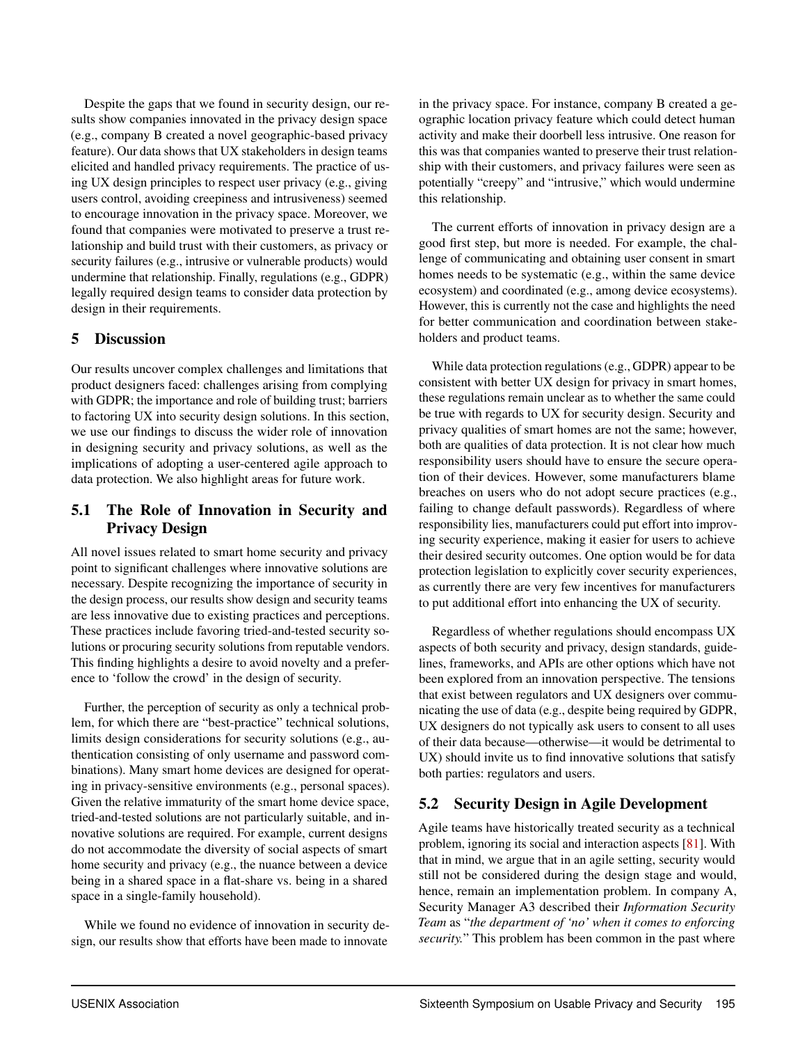Despite the gaps that we found in security design, our results show companies innovated in the privacy design space (e.g., company B created a novel geographic-based privacy feature). Our data shows that UX stakeholders in design teams elicited and handled privacy requirements. The practice of using UX design principles to respect user privacy (e.g., giving users control, avoiding creepiness and intrusiveness) seemed to encourage innovation in the privacy space. Moreover, we found that companies were motivated to preserve a trust relationship and build trust with their customers, as privacy or security failures (e.g., intrusive or vulnerable products) would undermine that relationship. Finally, regulations (e.g., GDPR) legally required design teams to consider data protection by design in their requirements.

## 5 Discussion

Our results uncover complex challenges and limitations that product designers faced: challenges arising from complying with GDPR; the importance and role of building trust; barriers to factoring UX into security design solutions. In this section, we use our findings to discuss the wider role of innovation in designing security and privacy solutions, as well as the implications of adopting a user-centered agile approach to data protection. We also highlight areas for future work.

### 5.1 The Role of Innovation in Security and Privacy Design

All novel issues related to smart home security and privacy point to significant challenges where innovative solutions are necessary. Despite recognizing the importance of security in the design process, our results show design and security teams are less innovative due to existing practices and perceptions. These practices include favoring tried-and-tested security solutions or procuring security solutions from reputable vendors. This finding highlights a desire to avoid novelty and a preference to 'follow the crowd' in the design of security.

Further, the perception of security as only a technical problem, for which there are "best-practice" technical solutions, limits design considerations for security solutions (e.g., authentication consisting of only username and password combinations). Many smart home devices are designed for operating in privacy-sensitive environments (e.g., personal spaces). Given the relative immaturity of the smart home device space, tried-and-tested solutions are not particularly suitable, and innovative solutions are required. For example, current designs do not accommodate the diversity of social aspects of smart home security and privacy (e.g., the nuance between a device being in a shared space in a flat-share vs. being in a shared space in a single-family household).

While we found no evidence of innovation in security design, our results show that efforts have been made to innovate in the privacy space. For instance, company B created a geographic location privacy feature which could detect human activity and make their doorbell less intrusive. One reason for this was that companies wanted to preserve their trust relationship with their customers, and privacy failures were seen as potentially "creepy" and "intrusive," which would undermine this relationship.

The current efforts of innovation in privacy design are a good first step, but more is needed. For example, the challenge of communicating and obtaining user consent in smart homes needs to be systematic (e.g., within the same device ecosystem) and coordinated (e.g., among device ecosystems). However, this is currently not the case and highlights the need for better communication and coordination between stakeholders and product teams.

While data protection regulations (e.g., GDPR) appear to be consistent with better UX design for privacy in smart homes, these regulations remain unclear as to whether the same could be true with regards to UX for security design. Security and privacy qualities of smart homes are not the same; however, both are qualities of data protection. It is not clear how much responsibility users should have to ensure the secure operation of their devices. However, some manufacturers blame breaches on users who do not adopt secure practices (e.g., failing to change default passwords). Regardless of where responsibility lies, manufacturers could put effort into improving security experience, making it easier for users to achieve their desired security outcomes. One option would be for data protection legislation to explicitly cover security experiences, as currently there are very few incentives for manufacturers to put additional effort into enhancing the UX of security.

Regardless of whether regulations should encompass UX aspects of both security and privacy, design standards, guidelines, frameworks, and APIs are other options which have not been explored from an innovation perspective. The tensions that exist between regulators and UX designers over communicating the use of data (e.g., despite being required by GDPR, UX designers do not typically ask users to consent to all uses of their data because—otherwise—it would be detrimental to UX) should invite us to find innovative solutions that satisfy both parties: regulators and users.

### 5.2 Security Design in Agile Development

Agile teams have historically treated security as a technical problem, ignoring its social and interaction aspects [81]. With that in mind, we argue that in an agile setting, security would still not be considered during the design stage and would, hence, remain an implementation problem. In company A, Security Manager A3 described their *Information Security Team* as "*the department of 'no' when it comes to enforcing security.*" This problem has been common in the past where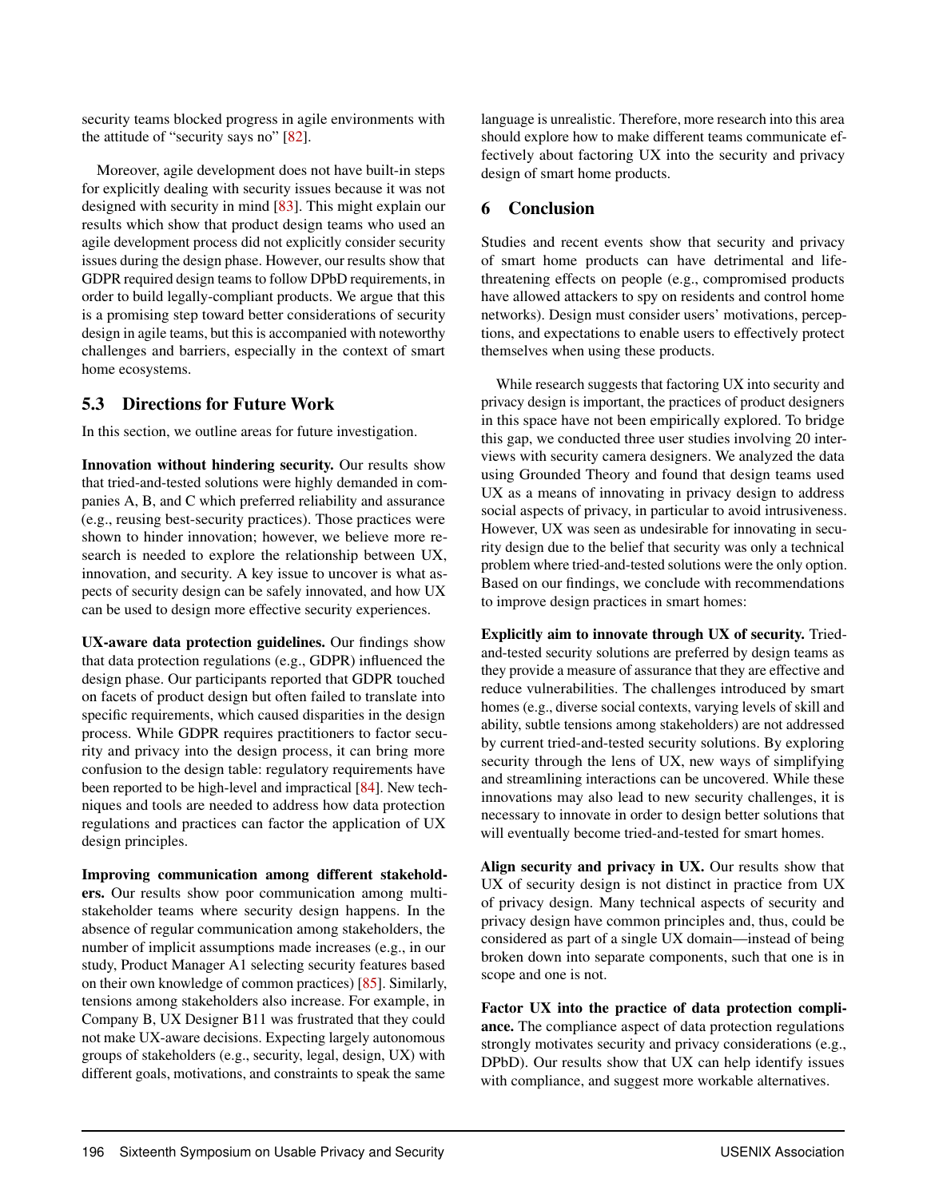security teams blocked progress in agile environments with the attitude of "security says no" [82].

Moreover, agile development does not have built-in steps for explicitly dealing with security issues because it was not designed with security in mind [83]. This might explain our results which show that product design teams who used an agile development process did not explicitly consider security issues during the design phase. However, our results show that GDPR required design teams to follow DPbD requirements, in order to build legally-compliant products. We argue that this is a promising step toward better considerations of security design in agile teams, but this is accompanied with noteworthy challenges and barriers, especially in the context of smart home ecosystems.

## 5.3 Directions for Future Work

In this section, we outline areas for future investigation.

**Innovation without hindering security.** Our results show that tried-and-tested solutions were highly demanded in companies A, B, and C which preferred reliability and assurance (e.g., reusing best-security practices). Those practices were shown to hinder innovation; however, we believe more research is needed to explore the relationship between UX, innovation, and security. A key issue to uncover is what aspects of security design can be safely innovated, and how UX can be used to design more effective security experiences.

**UX-aware data protection guidelines.** Our findings show that data protection regulations (e.g., GDPR) influenced the design phase. Our participants reported that GDPR touched on facets of product design but often failed to translate into specific requirements, which caused disparities in the design process. While GDPR requires practitioners to factor security and privacy into the design process, it can bring more confusion to the design table: regulatory requirements have been reported to be high-level and impractical [84]. New techniques and tools are needed to address how data protection regulations and practices can factor the application of UX design principles.

**Improving communication among different stakeholders.** Our results show poor communication among multi-stakeholder teams where security design happens. In the absence of regular communication among stakeholders, the number of implicit assumptions made increases (e.g., in our study, Product Manager A1 selecting security features based on their own knowledge of common practices) [85]. Similarly, tensions among stakeholders also increase. For example, in Company B, UX Designer B11 was frustrated that they could not make UX-aware decisions. Expecting largely autonomous groups of stakeholders (e.g., security, legal, design, UX) with different goals, motivations, and constraints to speak the same language is unrealistic. Therefore, more research into this area should explore how to make different teams communicate effectively about factoring UX into the security and privacy design of smart home products.

# 6 Conclusion

Studies and recent events show that security and privacy of smart home products can have detrimental and life-threatening effects on people (e.g., compromised products have allowed attackers to spy on residents and control home networks). Design must consider users' motivations, perceptions, and expectations to enable users to effectively protect themselves when using these products.

While research suggests that factoring UX into security and privacy design is important, the practices of product designers in this space have not been empirically explored. To bridge this gap, we conducted three user studies involving 20 interviews with security camera designers. We analyzed the data using Grounded Theory and found that design teams used UX as a means of innovating in privacy design to address social aspects of privacy, in particular to avoid intrusiveness. However, UX was seen as undesirable for innovating in security design due to the belief that security was only a technical problem where tried-and-tested solutions were the only option. Based on our findings, we conclude with recommendations to improve design practices in smart homes:

**Explicitly aim to innovate through UX of security.** Tried-and-tested security solutions are preferred by design teams as they provide a measure of assurance that they are effective and reduce vulnerabilities. The challenges introduced by smart homes (e.g., diverse social contexts, varying levels of skill and ability, subtle tensions among stakeholders) are not addressed by current tried-and-tested security solutions. By exploring security through the lens of UX, new ways of simplifying and streamlining interactions can be uncovered. While these innovations may also lead to new security challenges, it is necessary to innovate in order to design better solutions that will eventually become tried-and-tested for smart homes.

**Align security and privacy in UX.** Our results show that UX of security design is not distinct in practice from UX of privacy design. Many technical aspects of security and privacy design have common principles and, thus, could be considered as part of a single UX domain—instead of being broken down into separate components, such that one is in scope and one is not.

**Factor UX into the practice of data protection compliance.** The compliance aspect of data protection regulations strongly motivates security and privacy considerations (e.g., DPbD). Our results show that UX can help identify issues with compliance, and suggest more workable alternatives.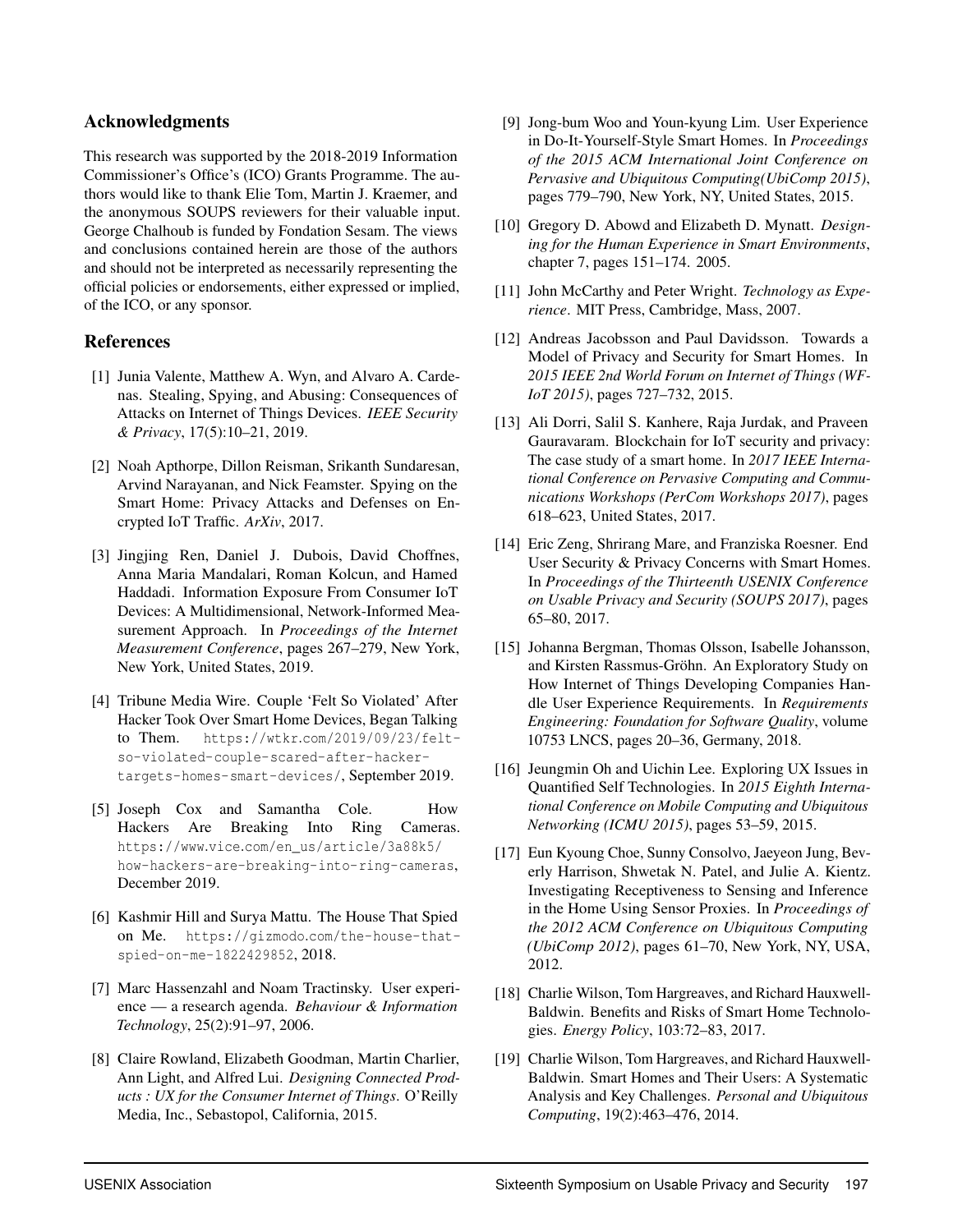## Acknowledgments

This research was supported by the 2018-2019 Information Commissioner's Office's (ICO) Grants Programme. The authors would like to thank Elie Tom, Martin J. Kraemer, and the anonymous SOUPS reviewers for their valuable input. George Chalhoub is funded by Fondation Sesam. The views and conclusions contained herein are those of the authors and should not be interpreted as necessarily representing the official policies or endorsements, either expressed or implied, of the ICO, or any sponsor.

## References

[1] Junia Valente, Matthew A. Wyn, and Alvaro A. Cardenas. Stealing, Spying, and Abusing: Consequences of Attacks on Internet of Things Devices. *IEEE Security & Privacy*, 17(5):10–21, 2019.

[2] Noah Apthorpe, Dillon Reisman, Srikanth Sundaresan, Arvind Narayanan, and Nick Feamster. Spying on the Smart Home: Privacy Attacks and Defenses on Encrypted IoT Traffic. *ArXiv*, 2017.

[3] Jingjing Ren, Daniel J. Dubois, David Choffnes, Anna Maria Mandalari, Roman Kolcun, and Hamed Haddadi. Information Exposure From Consumer IoT Devices: A Multidimensional, Network-Informed Measurement Approach. In *Proceedings of the Internet Measurement Conference*, pages 267–279, New York, New York, United States, 2019.

[4] Tribune Media Wire. Couple 'Felt So Violated' After Hacker Took Over Smart Home Devices, Began Talking to Them. https://wtkr.com/2019/09/23/felt-so-violated-couple-scared-after-hacker-targets-homes-smart-devices/, September 2019.

[5] Joseph Cox and Samantha Cole. How Hackers Are Breaking Into Ring Cameras. https://www.vice.com/en_us/article/3a88k5/how-hackers-are-breaking-into-ring-cameras, December 2019.

[6] Kashmir Hill and Surya Mattu. The House That Spied on Me. https://gizmodo.com/the-house-that-spied-on-me-1822429852, 2018.

[7] Marc Hassenzahl and Noam Tractinsky. User experience — a research agenda. *Behaviour & Information Technology*, 25(2):91–97, 2006.

[8] Claire Rowland, Elizabeth Goodman, Martin Charlier, Ann Light, and Alfred Lui. *Designing Connected Products : UX for the Consumer Internet of Things*. O'Reilly Media, Inc., Sebastopol, California, 2015.

[9] Jong-bum Woo and Youn-kyung Lim. User Experience in Do-It-Yourself-Style Smart Homes. In *Proceedings of the 2015 ACM International Joint Conference on Pervasive and Ubiquitous Computing(UbiComp 2015)*, pages 779–790, New York, NY, United States, 2015.

[10] Gregory D. Abowd and Elizabeth D. Mynatt. *Designing for the Human Experience in Smart Environments*, chapter 7, pages 151–174. 2005.

[11] John McCarthy and Peter Wright. *Technology as Experience*. MIT Press, Cambridge, Mass, 2007.

[12] Andreas Jacobsson and Paul Davidsson. Towards a Model of Privacy and Security for Smart Homes. In *2015 IEEE 2nd World Forum on Internet of Things (WF-IoT 2015)*, pages 727–732, 2015.

[13] Ali Dorri, Salil S. Kanhere, Raja Jurdak, and Praveen Gauravaram. Blockchain for IoT security and privacy: The case study of a smart home. In *2017 IEEE International Conference on Pervasive Computing and Communications Workshops (PerCom Workshops 2017)*, pages 618–623, United States, 2017.

[14] Eric Zeng, Shrirang Mare, and Franziska Roesner. End User Security & Privacy Concerns with Smart Homes. In *Proceedings of the Thirteenth USENIX Conference on Usable Privacy and Security (SOUPS 2017)*, pages 65–80, 2017.

[15] Johanna Bergman, Thomas Olsson, Isabelle Johansson, and Kirsten Rassmus-Gröhn. An Exploratory Study on How Internet of Things Developing Companies Handle User Experience Requirements. In *Requirements Engineering: Foundation for Software Quality*, volume 10753 LNCS, pages 20–36, Germany, 2018.

[16] Jeungmin Oh and Uichin Lee. Exploring UX Issues in Quantified Self Technologies. In *2015 Eighth International Conference on Mobile Computing and Ubiquitous Networking (ICMU 2015)*, pages 53–59, 2015.

[17] Eun Kyoung Choe, Sunny Consolvo, Jaeyeon Jung, Beverly Harrison, Shwetak N. Patel, and Julie A. Kientz. Investigating Receptiveness to Sensing and Inference in the Home Using Sensor Proxies. In *Proceedings of the 2012 ACM Conference on Ubiquitous Computing (UbiComp 2012)*, pages 61–70, New York, NY, USA, 2012.

[18] Charlie Wilson, Tom Hargreaves, and Richard Hauxwell-Baldwin. Benefits and Risks of Smart Home Technologies. *Energy Policy*, 103:72–83, 2017.

[19] Charlie Wilson, Tom Hargreaves, and Richard Hauxwell-Baldwin. Smart Homes and Their Users: A Systematic Analysis and Key Challenges. *Personal and Ubiquitous Computing*, 19(2):463–476, 2014.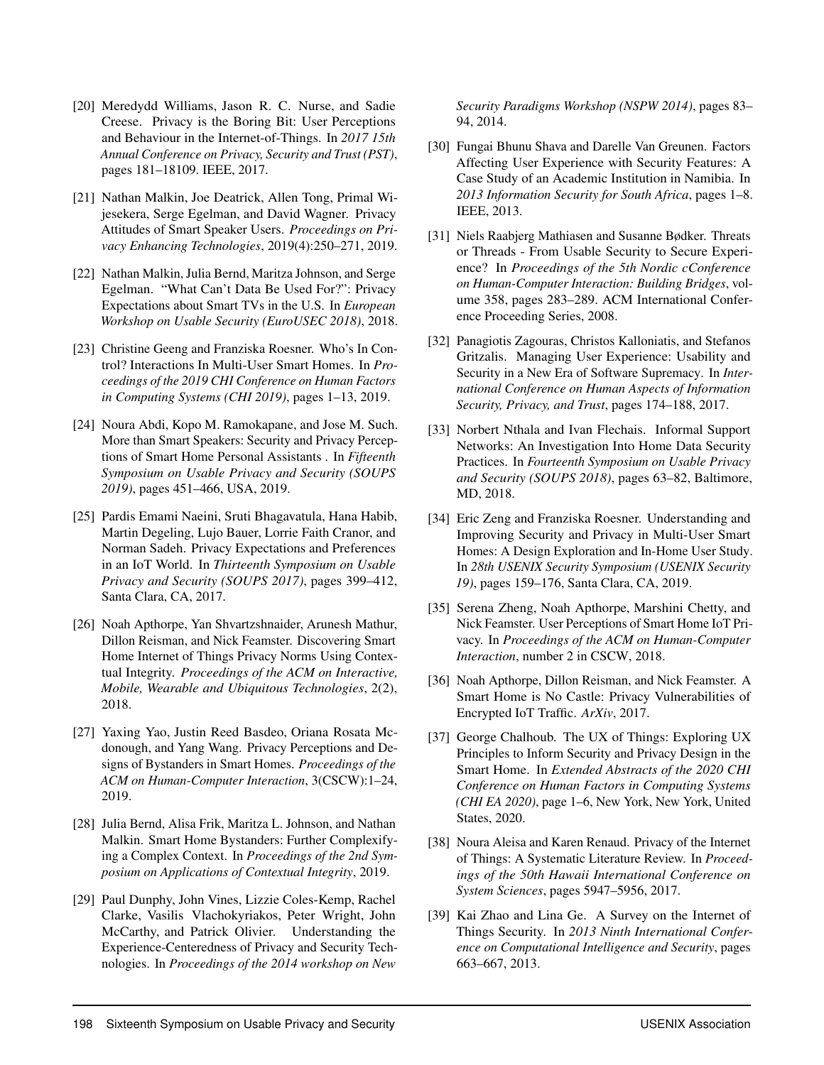[20] Meredydd Williams, Jason R. C. Nurse, and Sadie Creese. Privacy is the Boring Bit: User Perceptions and Behaviour in the Internet-of-Things. In *2017 15th Annual Conference on Privacy, Security and Trust (PST)*, pages 181–18109. IEEE, 2017.

[21] Nathan Malkin, Joe Deatrick, Allen Tong, Primal Wijesekera, Serge Egelman, and David Wagner. Privacy Attitudes of Smart Speaker Users. *Proceedings on Privacy Enhancing Technologies*, 2019(4):250–271, 2019.

[22] Nathan Malkin, Julia Bernd, Maritza Johnson, and Serge Egelman. "What Can't Data Be Used For?": Privacy Expectations about Smart TVs in the U.S. In *European Workshop on Usable Security (EuroUSEC 2018)*, 2018.

[23] Christine Geeng and Franziska Roesner. Who's In Control? Interactions In Multi-User Smart Homes. In *Proceedings of the 2019 CHI Conference on Human Factors in Computing Systems (CHI 2019)*, pages 1–13, 2019.

[24] Noura Abdi, Kopo M. Ramokapane, and Jose M. Such. More than Smart Speakers: Security and Privacy Perceptions of Smart Home Personal Assistants . In *Fifteenth Symposium on Usable Privacy and Security (SOUPS 2019)*, pages 451–466, USA, 2019.

[25] Pardis Emami Naeini, Sruti Bhagavatula, Hana Habib, Martin Degeling, Lujo Bauer, Lorrie Faith Cranor, and Norman Sadeh. Privacy Expectations and Preferences in an IoT World. In *Thirteenth Symposium on Usable Privacy and Security (SOUPS 2017)*, pages 399–412, Santa Clara, CA, 2017.

[26] Noah Apthorpe, Yan Shvartzshnaider, Arunesh Mathur, Dillon Reisman, and Nick Feamster. Discovering Smart Home Internet of Things Privacy Norms Using Contextual Integrity. *Proceedings of the ACM on Interactive, Mobile, Wearable and Ubiquitous Technologies*, 2(2), 2018.

[27] Yaxing Yao, Justin Reed Basdeo, Oriana Rosata Mcdonough, and Yang Wang. Privacy Perceptions and Designs of Bystanders in Smart Homes. *Proceedings of the ACM on Human-Computer Interaction*, 3(CSCW):1–24, 2019.

[28] Julia Bernd, Alisa Frik, Maritza L. Johnson, and Nathan Malkin. Smart Home Bystanders: Further Complexifying a Complex Context. In *Proceedings of the 2nd Symposium on Applications of Contextual Integrity*, 2019.

[29] Paul Dunphy, John Vines, Lizzie Coles-Kemp, Rachel Clarke, Vasilis Vlachokyriakos, Peter Wright, John McCarthy, and Patrick Olivier. Understanding the Experience-Centeredness of Privacy and Security Technologies. In *Proceedings of the 2014 workshop on New Security Paradigms Workshop (NSPW 2014)*, pages 83–94, 2014.

[30] Fungai Bhunu Shava and Darelle Van Greunen. Factors Affecting User Experience with Security Features: A Case Study of an Academic Institution in Namibia. In *2013 Information Security for South Africa*, pages 1–8. IEEE, 2013.

[31] Niels Raabjerg Mathiasen and Susanne Bødker. Threats or Threads - From Usable Security to Secure Experience? In *Proceedings of the 5th Nordic cConference on Human-Computer Interaction: Building Bridges*, volume 358, pages 283–289. ACM International Conference Proceeding Series, 2008.

[32] Panagiotis Zagouras, Christos Kalloniatis, and Stefanos Gritzalis. Managing User Experience: Usability and Security in a New Era of Software Supremacy. In *International Conference on Human Aspects of Information Security, Privacy, and Trust*, pages 174–188, 2017.

[33] Norbert Nthala and Ivan Flechais. Informal Support Networks: An Investigation Into Home Data Security Practices. In *Fourteenth Symposium on Usable Privacy and Security (SOUPS 2018)*, pages 63–82, Baltimore, MD, 2018.

[34] Eric Zeng and Franziska Roesner. Understanding and Improving Security and Privacy in Multi-User Smart Homes: A Design Exploration and In-Home User Study. In *28th USENIX Security Symposium (USENIX Security 19)*, pages 159–176, Santa Clara, CA, 2019.

[35] Serena Zheng, Noah Apthorpe, Marshini Chetty, and Nick Feamster. User Perceptions of Smart Home IoT Privacy. In *Proceedings of the ACM on Human-Computer Interaction*, number 2 in CSCW, 2018.

[36] Noah Apthorpe, Dillon Reisman, and Nick Feamster. A Smart Home is No Castle: Privacy Vulnerabilities of Encrypted IoT Traffic. *ArXiv*, 2017.

[37] George Chalhoub. The UX of Things: Exploring UX Principles to Inform Security and Privacy Design in the Smart Home. In *Extended Abstracts of the 2020 CHI Conference on Human Factors in Computing Systems (CHI EA 2020)*, page 1–6, New York, New York, United States, 2020.

[38] Noura Aleisa and Karen Renaud. Privacy of the Internet of Things: A Systematic Literature Review. In *Proceedings of the 50th Hawaii International Conference on System Sciences*, pages 5947–5956, 2017.

[39] Kai Zhao and Lina Ge. A Survey on the Internet of Things Security. In *2013 Ninth International Conference on Computational Intelligence and Security*, pages 663–667, 2013.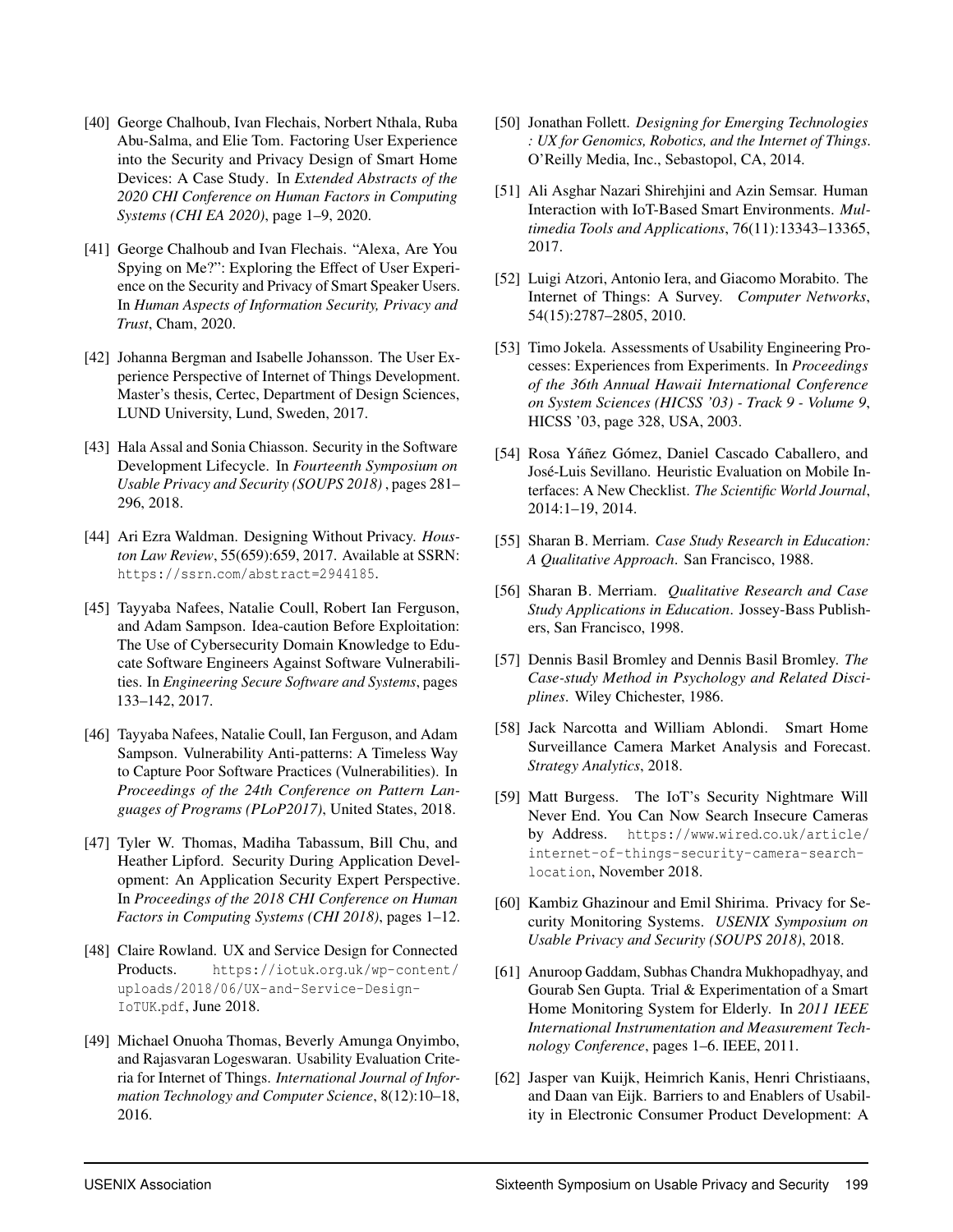[40] George Chalhoub, Ivan Flechais, Norbert Nthala, Ruba Abu-Salma, and Elie Tom. Factoring User Experience into the Security and Privacy Design of Smart Home Devices: A Case Study. In *Extended Abstracts of the 2020 CHI Conference on Human Factors in Computing Systems (CHI EA 2020)*, page 1–9, 2020.

[41] George Chalhoub and Ivan Flechais. "Alexa, Are You Spying on Me?": Exploring the Effect of User Experience on the Security and Privacy of Smart Speaker Users. In *Human Aspects of Information Security, Privacy and Trust*, Cham, 2020.

[42] Johanna Bergman and Isabelle Johansson. The User Experience Perspective of Internet of Things Development. Master's thesis, Certec, Department of Design Sciences, LUND University, Lund, Sweden, 2017.

[43] Hala Assal and Sonia Chiasson. Security in the Software Development Lifecycle. In *Fourteenth Symposium on Usable Privacy and Security (SOUPS 2018)* , pages 281–296, 2018.

[44] Ari Ezra Waldman. Designing Without Privacy. *Houston Law Review*, 55(659):659, 2017. Available at SSRN: `https://ssrn.com/abstract=2944185`.

[45] Tayyaba Nafees, Natalie Coull, Robert Ian Ferguson, and Adam Sampson. Idea-caution Before Exploitation: The Use of Cybersecurity Domain Knowledge to Educate Software Engineers Against Software Vulnerabilities. In *Engineering Secure Software and Systems*, pages 133–142, 2017.

[46] Tayyaba Nafees, Natalie Coull, Ian Ferguson, and Adam Sampson. Vulnerability Anti-patterns: A Timeless Way to Capture Poor Software Practices (Vulnerabilities). In *Proceedings of the 24th Conference on Pattern Languages of Programs (PLoP2017)*, United States, 2018.

[47] Tyler W. Thomas, Madiha Tabassum, Bill Chu, and Heather Lipford. Security During Application Development: An Application Security Expert Perspective. In *Proceedings of the 2018 CHI Conference on Human Factors in Computing Systems (CHI 2018)*, pages 1–12.

[48] Claire Rowland. UX and Service Design for Connected Products. `https://iotuk.org.uk/wp-content/uploads/2018/06/UX-and-Service-Design-IoTUK.pdf`, June 2018.

[49] Michael Onuoha Thomas, Beverly Amunga Onyimbo, and Rajasvaran Logeswaran. Usability Evaluation Criteria for Internet of Things. *International Journal of Information Technology and Computer Science*, 8(12):10–18, 2016.

[50] Jonathan Follett. *Designing for Emerging Technologies : UX for Genomics, Robotics, and the Internet of Things*. O'Reilly Media, Inc., Sebastopol, CA, 2014.

[51] Ali Asghar Nazari Shirehjini and Azin Semsar. Human Interaction with IoT-Based Smart Environments. *Multimedia Tools and Applications*, 76(11):13343–13365, 2017.

[52] Luigi Atzori, Antonio Iera, and Giacomo Morabito. The Internet of Things: A Survey. *Computer Networks*, 54(15):2787–2805, 2010.

[53] Timo Jokela. Assessments of Usability Engineering Processes: Experiences from Experiments. In *Proceedings of the 36th Annual Hawaii International Conference on System Sciences (HICSS '03) - Track 9 - Volume 9*, HICSS '03, page 328, USA, 2003.

[54] Rosa Yáñez Gómez, Daniel Cascado Caballero, and José-Luis Sevillano. Heuristic Evaluation on Mobile Interfaces: A New Checklist. *The Scientific World Journal*, 2014:1–19, 2014.

[55] Sharan B. Merriam. *Case Study Research in Education: A Qualitative Approach*. San Francisco, 1988.

[56] Sharan B. Merriam. *Qualitative Research and Case Study Applications in Education*. Jossey-Bass Publishers, San Francisco, 1998.

[57] Dennis Basil Bromley and Dennis Basil Bromley. *The Case-study Method in Psychology and Related Disciplines*. Wiley Chichester, 1986.

[58] Jack Narcotta and William Ablondi. Smart Home Surveillance Camera Market Analysis and Forecast. *Strategy Analytics*, 2018.

[59] Matt Burgess. The IoT's Security Nightmare Will Never End. You Can Now Search Insecure Cameras by Address. `https://www.wired.co.uk/article/internet-of-things-security-camera-search-location`, November 2018.

[60] Kambiz Ghazinour and Emil Shirima. Privacy for Security Monitoring Systems. *USENIX Symposium on Usable Privacy and Security (SOUPS 2018)*, 2018.

[61] Anuroop Gaddam, Subhas Chandra Mukhopadhyay, and Gourab Sen Gupta. Trial & Experimentation of a Smart Home Monitoring System for Elderly. In *2011 IEEE International Instrumentation and Measurement Technology Conference*, pages 1–6. IEEE, 2011.

[62] Jasper van Kuijk, Heimrich Kanis, Henri Christiaans, and Daan van Eijk. Barriers to and Enablers of Usability in Electronic Consumer Product Development: A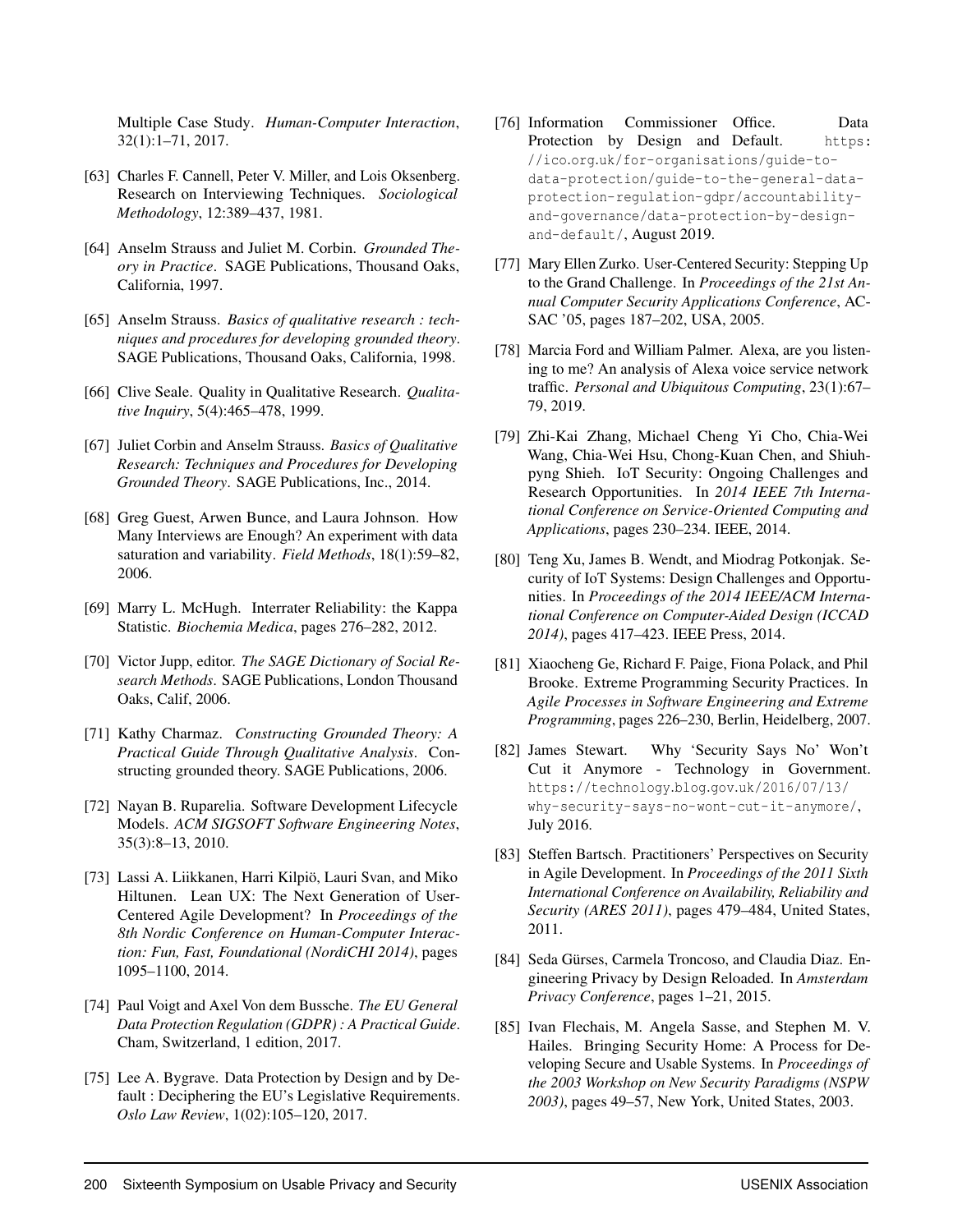Multiple Case Study. *Human-Computer Interaction*, 32(1):1–71, 2017.

[63] Charles F. Cannell, Peter V. Miller, and Lois Oksenberg. Research on Interviewing Techniques. *Sociological Methodology*, 12:389–437, 1981.

[64] Anselm Strauss and Juliet M. Corbin. *Grounded Theory in Practice*. SAGE Publications, Thousand Oaks, California, 1997.

[65] Anselm Strauss. *Basics of qualitative research : techniques and procedures for developing grounded theory*. SAGE Publications, Thousand Oaks, California, 1998.

[66] Clive Seale. Quality in Qualitative Research. *Qualitative Inquiry*, 5(4):465–478, 1999.

[67] Juliet Corbin and Anselm Strauss. *Basics of Qualitative Research: Techniques and Procedures for Developing Grounded Theory*. SAGE Publications, Inc., 2014.

[68] Greg Guest, Arwen Bunce, and Laura Johnson. How Many Interviews are Enough? An experiment with data saturation and variability. *Field Methods*, 18(1):59–82, 2006.

[69] Marry L. McHugh. Interrater Reliability: the Kappa Statistic. *Biochemia Medica*, pages 276–282, 2012.

[70] Victor Jupp, editor. *The SAGE Dictionary of Social Research Methods*. SAGE Publications, London Thousand Oaks, Calif, 2006.

[71] Kathy Charmaz. *Constructing Grounded Theory: A Practical Guide Through Qualitative Analysis*. Constructing grounded theory. SAGE Publications, 2006.

[72] Nayan B. Ruparelia. Software Development Lifecycle Models. *ACM SIGSOFT Software Engineering Notes*, 35(3):8–13, 2010.

[73] Lassi A. Liikkanen, Harri Kilpiö, Lauri Svan, and Miko Hiltunen. Lean UX: The Next Generation of User-Centered Agile Development? In *Proceedings of the 8th Nordic Conference on Human-Computer Interaction: Fun, Fast, Foundational (NordiCHI 2014)*, pages 1095–1100, 2014.

[74] Paul Voigt and Axel Von dem Bussche. *The EU General Data Protection Regulation (GDPR) : A Practical Guide*. Cham, Switzerland, 1 edition, 2017.

[75] Lee A. Bygrave. Data Protection by Design and by Default : Deciphering the EU's Legislative Requirements. *Oslo Law Review*, 1(02):105–120, 2017.

[76] Information Commissioner Office. Data Protection by Design and Default. https://ico.org.uk/for-organisations/guide-to-data-protection/guide-to-the-general-data-protection-regulation-gdpr/accountability-and-governance/data-protection-by-design-and-default/, August 2019.

[77] Mary Ellen Zurko. User-Centered Security: Stepping Up to the Grand Challenge. In *Proceedings of the 21st Annual Computer Security Applications Conference*, ACSAC '05, pages 187–202, USA, 2005.

[78] Marcia Ford and William Palmer. Alexa, are you listening to me? An analysis of Alexa voice service network traffic. *Personal and Ubiquitous Computing*, 23(1):67–79, 2019.

[79] Zhi-Kai Zhang, Michael Cheng Yi Cho, Chia-Wei Wang, Chia-Wei Hsu, Chong-Kuan Chen, and Shiuhpyng Shieh. IoT Security: Ongoing Challenges and Research Opportunities. In *2014 IEEE 7th International Conference on Service-Oriented Computing and Applications*, pages 230–234. IEEE, 2014.

[80] Teng Xu, James B. Wendt, and Miodrag Potkonjak. Security of IoT Systems: Design Challenges and Opportunities. In *Proceedings of the 2014 IEEE/ACM International Conference on Computer-Aided Design (ICCAD 2014)*, pages 417–423. IEEE Press, 2014.

[81] Xiaocheng Ge, Richard F. Paige, Fiona Polack, and Phil Brooke. Extreme Programming Security Practices. In *Agile Processes in Software Engineering and Extreme Programming*, pages 226–230, Berlin, Heidelberg, 2007.

[82] James Stewart. Why 'Security Says No' Won't Cut it Anymore - Technology in Government. https://technology.blog.gov.uk/2016/07/13/why-security-says-no-wont-cut-it-anymore/, July 2016.

[83] Steffen Bartsch. Practitioners' Perspectives on Security in Agile Development. In *Proceedings of the 2011 Sixth International Conference on Availability, Reliability and Security (ARES 2011)*, pages 479–484, United States, 2011.

[84] Seda Gürses, Carmela Troncoso, and Claudia Diaz. Engineering Privacy by Design Reloaded. In *Amsterdam Privacy Conference*, pages 1–21, 2015.

[85] Ivan Flechais, M. Angela Sasse, and Stephen M. V. Hailes. Bringing Security Home: A Process for Developing Secure and Usable Systems. In *Proceedings of the 2003 Workshop on New Security Paradigms (NSPW 2003)*, pages 49–57, New York, United States, 2003.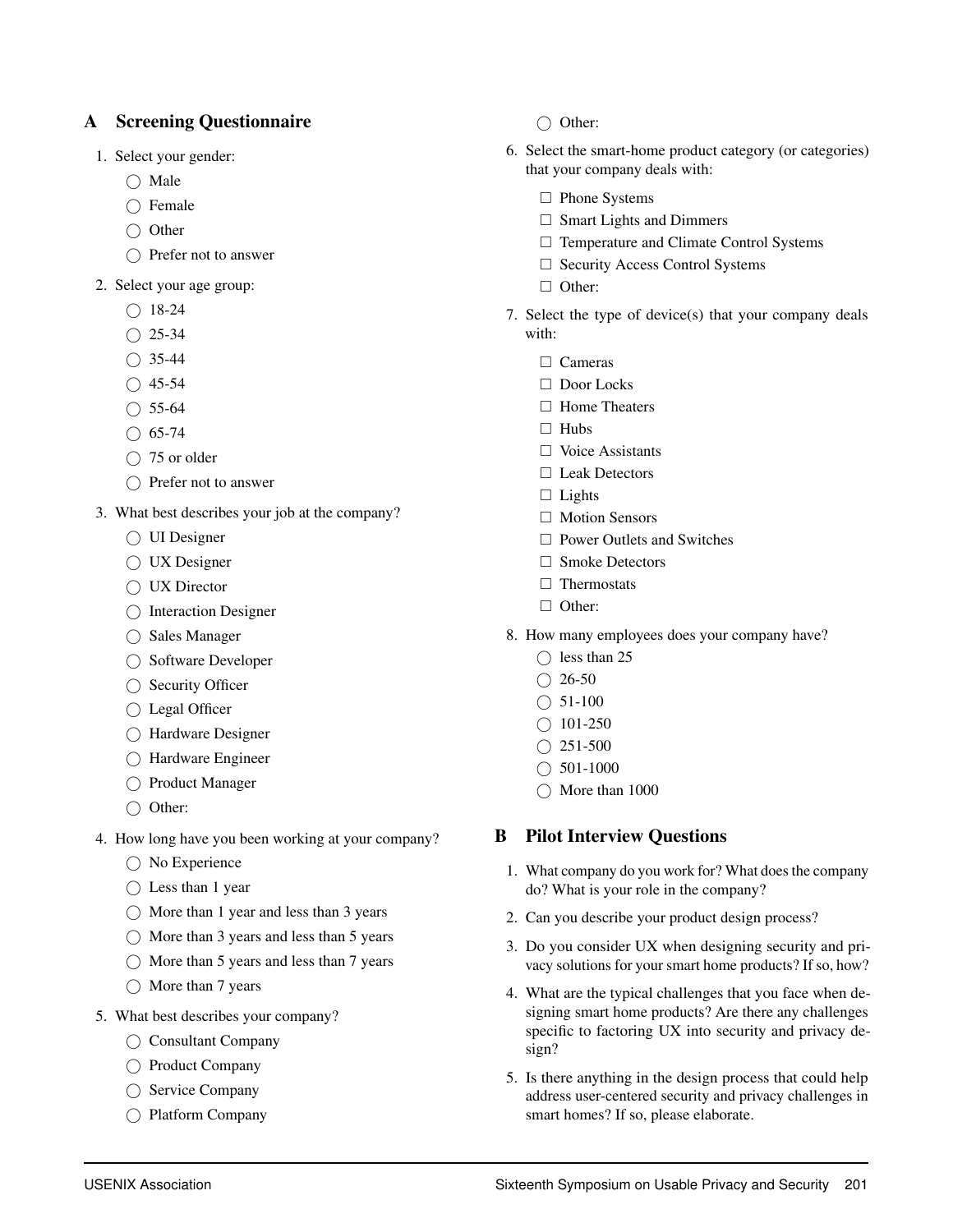## A Screening Questionnaire

1. Select your gender:
   - ◯ Male
   - ◯ Female
   - ◯ Other
   - ◯ Prefer not to answer
2. Select your age group:
   - ◯ 18-24
   - ◯ 25-34
   - ◯ 35-44
   - ◯ 45-54
   - ◯ 55-64
   - ◯ 65-74
   - ◯ 75 or older
   - ◯ Prefer not to answer
3. What best describes your job at the company?
   - ◯ UI Designer
   - ◯ UX Designer
   - ◯ UX Director
   - ◯ Interaction Designer
   - ◯ Sales Manager
   - ◯ Software Developer
   - ◯ Security Officer
   - ◯ Legal Officer
   - ◯ Hardware Designer
   - ◯ Hardware Engineer
   - ◯ Product Manager
   - ◯ Other:
4. How long have you been working at your company?
   - ◯ No Experience
   - ◯ Less than 1 year
   - ◯ More than 1 year and less than 3 years
   - ◯ More than 3 years and less than 5 years
   - ◯ More than 5 years and less than 7 years
   - ◯ More than 7 years
5. What best describes your company?
   - ◯ Consultant Company
   - ◯ Product Company
   - ◯ Service Company
   - ◯ Platform Company
   - ◯ Other:
6. Select the smart-home product category (or categories) that your company deals with:
   - ☐ Phone Systems
   - ☐ Smart Lights and Dimmers
   - ☐ Temperature and Climate Control Systems
   - ☐ Security Access Control Systems
   - ☐ Other:
7. Select the type of device(s) that your company deals with:
   - ☐ Cameras
   - ☐ Door Locks
   - ☐ Home Theaters
   - ☐ Hubs
   - ☐ Voice Assistants
   - ☐ Leak Detectors
   - ☐ Lights
   - ☐ Motion Sensors
   - ☐ Power Outlets and Switches
   - ☐ Smoke Detectors
   - ☐ Thermostats
   - ☐ Other:
8. How many employees does your company have?
   - ◯ less than 25
   - ◯ 26-50
   - ◯ 51-100
   - ◯ 101-250
   - ◯ 251-500
   - ◯ 501-1000
   - ◯ More than 1000

## B Pilot Interview Questions

1. What company do you work for? What does the company do? What is your role in the company?
2. Can you describe your product design process?
3. Do you consider UX when designing security and privacy solutions for your smart home products? If so, how?
4. What are the typical challenges that you face when designing smart home products? Are there any challenges specific to factoring UX into security and privacy design?
5. Is there anything in the design process that could help address user-centered security and privacy challenges in smart homes? If so, please elaborate.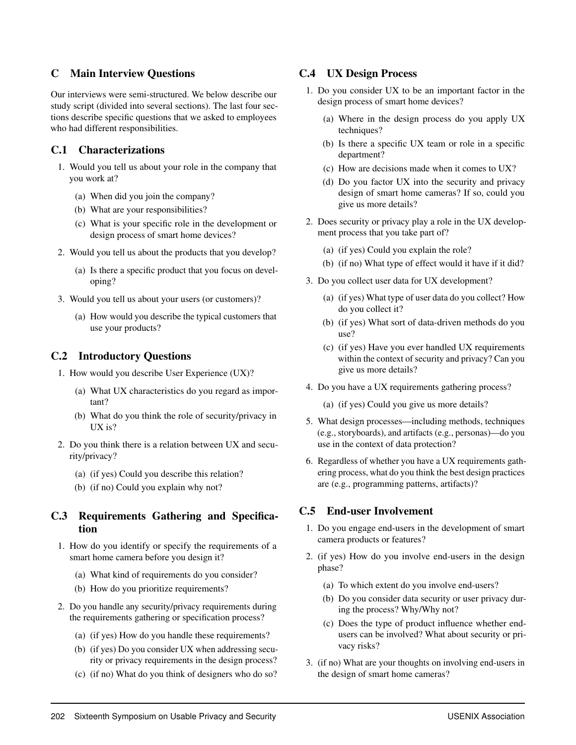## C Main Interview Questions

Our interviews were semi-structured. We below describe our study script (divided into several sections). The last four sections describe specific questions that we asked to employees who had different responsibilities.

### C.1 Characterizations

1. Would you tell us about your role in the company that you work at?
   - (a) When did you join the company?
   - (b) What are your responsibilities?
   - (c) What is your specific role in the development or design process of smart home devices?
2. Would you tell us about the products that you develop?
   - (a) Is there a specific product that you focus on developing?
3. Would you tell us about your users (or customers)?
   - (a) How would you describe the typical customers that use your products?

### C.2 Introductory Questions

1. How would you describe User Experience (UX)?
   - (a) What UX characteristics do you regard as important?
   - (b) What do you think the role of security/privacy in UX is?
2. Do you think there is a relation between UX and security/privacy?
   - (a) (if yes) Could you describe this relation?
   - (b) (if no) Could you explain why not?

### C.3 Requirements Gathering and Specification

1. How do you identify or specify the requirements of a smart home camera before you design it?
   - (a) What kind of requirements do you consider?
   - (b) How do you prioritize requirements?
2. Do you handle any security/privacy requirements during the requirements gathering or specification process?
   - (a) (if yes) How do you handle these requirements?
   - (b) (if yes) Do you consider UX when addressing security or privacy requirements in the design process?
   - (c) (if no) What do you think of designers who do so?

### C.4 UX Design Process

1. Do you consider UX to be an important factor in the design process of smart home devices?
   - (a) Where in the design process do you apply UX techniques?
   - (b) Is there a specific UX team or role in a specific department?
   - (c) How are decisions made when it comes to UX?
   - (d) Do you factor UX into the security and privacy design of smart home cameras? If so, could you give us more details?
2. Does security or privacy play a role in the UX development process that you take part of?
   - (a) (if yes) Could you explain the role?
   - (b) (if no) What type of effect would it have if it did?
3. Do you collect user data for UX development?
   - (a) (if yes) What type of user data do you collect? How do you collect it?
   - (b) (if yes) What sort of data-driven methods do you use?
   - (c) (if yes) Have you ever handled UX requirements within the context of security and privacy? Can you give us more details?
4. Do you have a UX requirements gathering process?
   - (a) (if yes) Could you give us more details?
5. What design processes—including methods, techniques (e.g., storyboards), and artifacts (e.g., personas)—do you use in the context of data protection?
6. Regardless of whether you have a UX requirements gathering process, what do you think the best design practices are (e.g., programming patterns, artifacts)?

### C.5 End-user Involvement

1. Do you engage end-users in the development of smart camera products or features?
2. (if yes) How do you involve end-users in the design phase?
   - (a) To which extent do you involve end-users?
   - (b) Do you consider data security or user privacy during the process? Why/Why not?
   - (c) Does the type of product influence whether end-users can be involved? What about security or privacy risks?
3. (if no) What are your thoughts on involving end-users in the design of smart home cameras?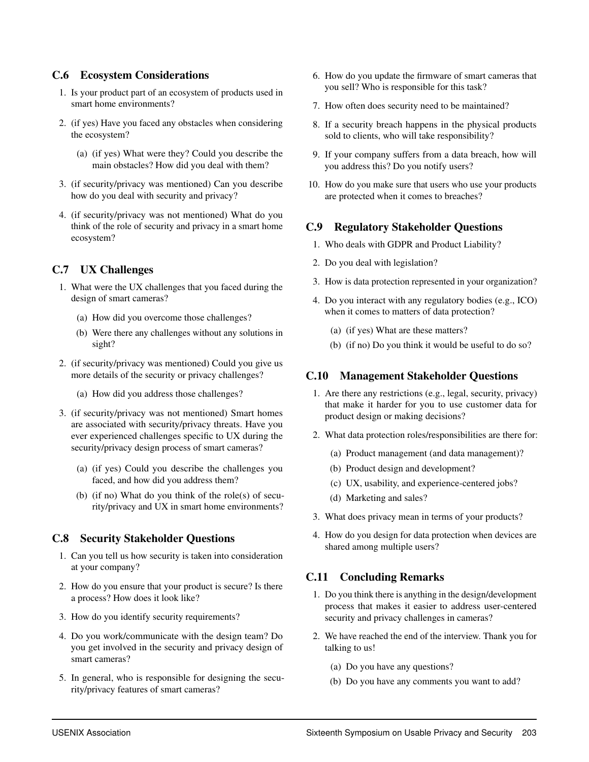### C.6 Ecosystem Considerations

1. Is your product part of an ecosystem of products used in smart home environments?
2. (if yes) Have you faced any obstacles when considering the ecosystem?
   (a) (if yes) What were they? Could you describe the main obstacles? How did you deal with them?
3. (if security/privacy was mentioned) Can you describe how do you deal with security and privacy?
4. (if security/privacy was not mentioned) What do you think of the role of security and privacy in a smart home ecosystem?

### C.7 UX Challenges

1. What were the UX challenges that you faced during the design of smart cameras?
   (a) How did you overcome those challenges?
   (b) Were there any challenges without any solutions in sight?
2. (if security/privacy was mentioned) Could you give us more details of the security or privacy challenges?
   (a) How did you address those challenges?
3. (if security/privacy was not mentioned) Smart homes are associated with security/privacy threats. Have you ever experienced challenges specific to UX during the security/privacy design process of smart cameras?
   (a) (if yes) Could you describe the challenges you faced, and how did you address them?
   (b) (if no) What do you think of the role(s) of security/privacy and UX in smart home environments?

### C.8 Security Stakeholder Questions

1. Can you tell us how security is taken into consideration at your company?
2. How do you ensure that your product is secure? Is there a process? How does it look like?
3. How do you identify security requirements?
4. Do you work/communicate with the design team? Do you get involved in the security and privacy design of smart cameras?
5. In general, who is responsible for designing the security/privacy features of smart cameras?
6. How do you update the firmware of smart cameras that you sell? Who is responsible for this task?
7. How often does security need to be maintained?
8. If a security breach happens in the physical products sold to clients, who will take responsibility?
9. If your company suffers from a data breach, how will you address this? Do you notify users?
10. How do you make sure that users who use your products are protected when it comes to breaches?

### C.9 Regulatory Stakeholder Questions

1. Who deals with GDPR and Product Liability?
2. Do you deal with legislation?
3. How is data protection represented in your organization?
4. Do you interact with any regulatory bodies (e.g., ICO) when it comes to matters of data protection?
   (a) (if yes) What are these matters?
   (b) (if no) Do you think it would be useful to do so?

### C.10 Management Stakeholder Questions

1. Are there any restrictions (e.g., legal, security, privacy) that make it harder for you to use customer data for product design or making decisions?
2. What data protection roles/responsibilities are there for:
   (a) Product management (and data management)?
   (b) Product design and development?
   (c) UX, usability, and experience-centered jobs?
   (d) Marketing and sales?
3. What does privacy mean in terms of your products?
4. How do you design for data protection when devices are shared among multiple users?

### C.11 Concluding Remarks

1. Do you think there is anything in the design/development process that makes it easier to address user-centered security and privacy challenges in cameras?
2. We have reached the end of the interview. Thank you for talking to us!
   (a) Do you have any questions?
   (b) Do you have any comments you want to add?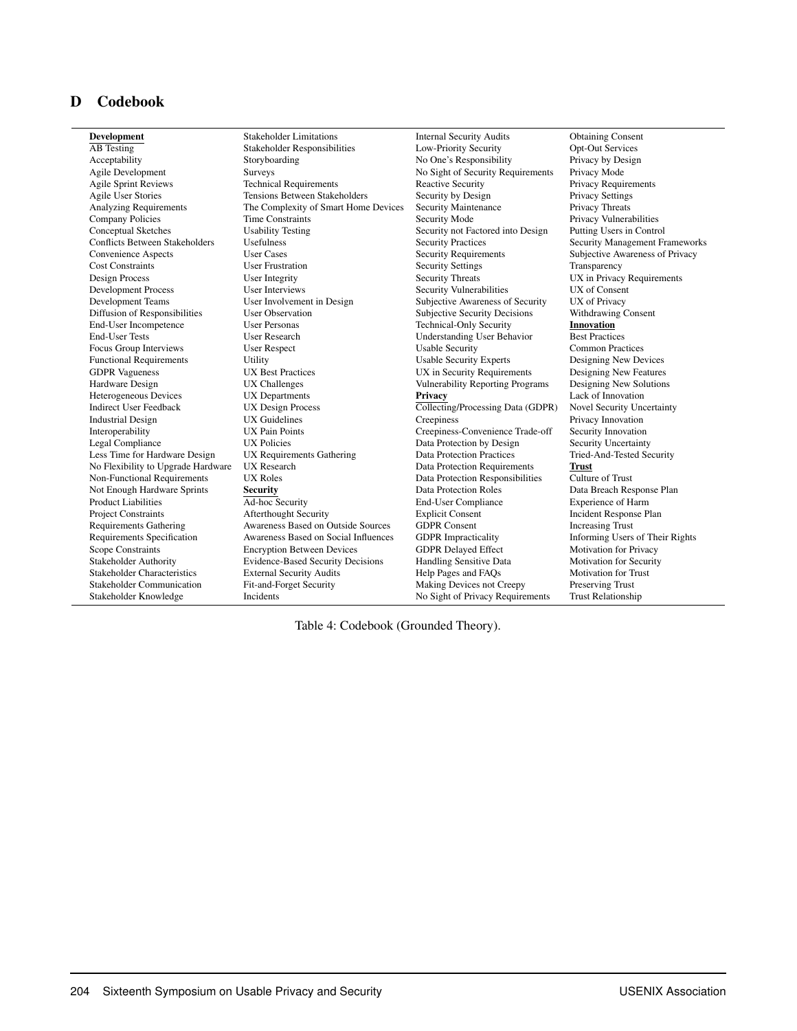## D Codebook

| | | | |
|---|---|---|---|
| **Development** | Stakeholder Limitations | Internal Security Audits | Obtaining Consent |
| AB Testing | Stakeholder Responsibilities | Low-Priority Security | Opt-Out Services |
| Acceptability | Storyboarding | No One's Responsibility | Privacy by Design |
| Agile Development | Surveys | No Sight of Security Requirements | Privacy Mode |
| Agile Sprint Reviews | Technical Requirements | Reactive Security | Privacy Requirements |
| Agile User Stories | Tensions Between Stakeholders | Security by Design | Privacy Settings |
| Analyzing Requirements | The Complexity of Smart Home Devices | Security Maintenance | Privacy Threats |
| Company Policies | Time Constraints | Security Mode | Privacy Vulnerabilities |
| Conceptual Sketches | Usability Testing | Security not Factored into Design | Putting Users in Control |
| Conflicts Between Stakeholders | Usefulness | Security Practices | Security Management Frameworks |
| Convenience Aspects | User Cases | Security Requirements | Subjective Awareness of Privacy |
| Cost Constraints | User Frustration | Security Settings | Transparency |
| Design Process | User Integrity | Security Threats | UX in Privacy Requirements |
| Development Process | User Interviews | Security Vulnerabilities | UX of Consent |
| Development Teams | User Involvement in Design | Subjective Awareness of Security | UX of Privacy |
| Diffusion of Responsibilities | User Observation | Subjective Security Decisions | Withdrawing Consent |
| End-User Incompetence | User Personas | Technical-Only Security | **Innovation** |
| End-User Tests | User Research | Understanding User Behavior | Best Practices |
| Focus Group Interviews | User Respect | Usable Security | Common Practices |
| Functional Requirements | Utility | Usable Security Experts | Designing New Devices |
| GDPR Vagueness | UX Best Practices | UX in Security Requirements | Designing New Features |
| Hardware Design | UX Challenges | Vulnerability Reporting Programs | Designing New Solutions |
| Heterogeneous Devices | UX Departments | **Privacy** | Lack of Innovation |
| Indirect User Feedback | UX Design Process | Collecting/Processing Data (GDPR) | Novel Security Uncertainty |
| Industrial Design | UX Guidelines | Creepiness | Privacy Innovation |
| Interoperability | UX Pain Points | Creepiness-Convenience Trade-off | Security Innovation |
| Legal Compliance | UX Policies | Data Protection by Design | Security Uncertainty |
| Less Time for Hardware Design | UX Requirements Gathering | Data Protection Practices | Tried-And-Tested Security |
| No Flexibility to Upgrade Hardware | UX Research | Data Protection Requirements | **Trust** |
| Non-Functional Requirements | UX Roles | Data Protection Responsibilities | Culture of Trust |
| Not Enough Hardware Sprints | **Security** | Data Protection Roles | Data Breach Response Plan |
| Product Liabilities | Ad-hoc Security | End-User Compliance | Experience of Harm |
| Project Constraints | Afterthought Security | Explicit Consent | Incident Response Plan |
| Requirements Gathering | Awareness Based on Outside Sources | GDPR Consent | Increasing Trust |
| Requirements Specification | Awareness Based on Social Influences | GDPR Impracticality | Informing Users of Their Rights |
| Scope Constraints | Encryption Between Devices | GDPR Delayed Effect | Motivation for Privacy |
| Stakeholder Authority | Evidence-Based Security Decisions | Handling Sensitive Data | Motivation for Security |
| Stakeholder Characteristics | External Security Audits | Help Pages and FAQs | Motivation for Trust |
| Stakeholder Communication | Fit-and-Forget Security | Making Devices not Creepy | Preserving Trust |
| Stakeholder Knowledge | Incidents | No Sight of Privacy Requirements | Trust Relationship |

Table 4: Codebook (Grounded Theory).